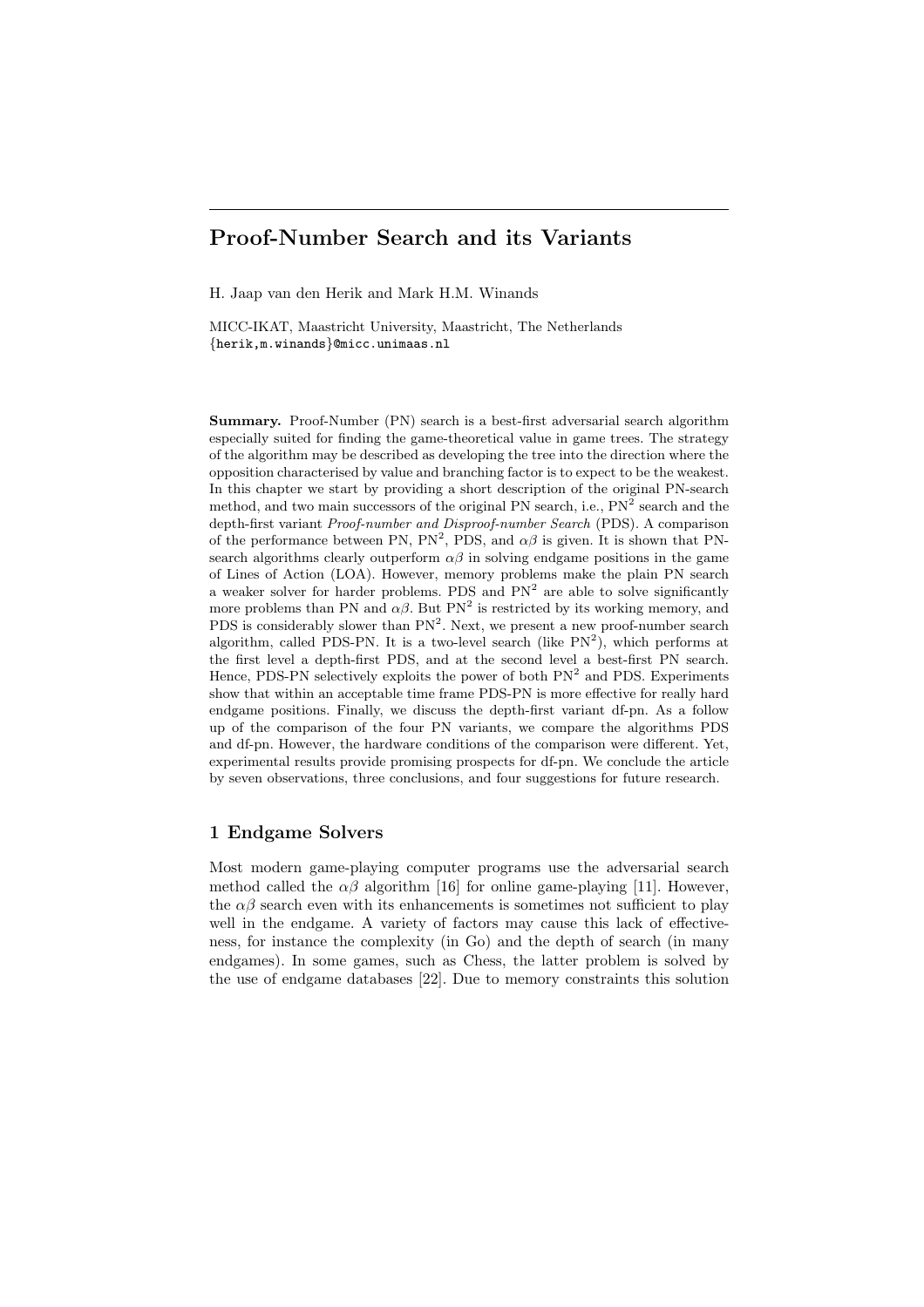# Proof-Number Search and its Variants

H. Jaap van den Herik and Mark H.M. Winands

MICC-IKAT, Maastricht University, Maastricht, The Netherlands
{herik,m.winands}@micc.unimaas.nl

**Summary.** Proof-Number (PN) search is a best-first adversarial search algorithm especially suited for finding the game-theoretical value in game trees. The strategy of the algorithm may be described as developing the tree into the direction where the opposition characterised by value and branching factor is to expect to be the weakest. In this chapter we start by providing a short description of the original PN-search method, and two main successors of the original PN search, i.e., $PN^2$ search and the depth-first variant *Proof-number and Disproof-number Search* (PDS). A comparison of the performance between PN, $PN^2$, PDS, and $\alpha\beta$ is given. It is shown that PN-search algorithms clearly outperform $\alpha\beta$ in solving endgame positions in the game of Lines of Action (LOA). However, memory problems make the plain PN search a weaker solver for harder problems. PDS and $PN^2$ are able to solve significantly more problems than PN and $\alpha\beta$. But $PN^2$ is restricted by its working memory, and PDS is considerably slower than $PN^2$. Next, we present a new proof-number search algorithm, called PDS-PN. It is a two-level search (like $PN^2$), which performs at the first level a depth-first PDS, and at the second level a best-first PN search. Hence, PDS-PN selectively exploits the power of both $PN^2$ and PDS. Experiments show that within an acceptable time frame PDS-PN is more effective for really hard endgame positions. Finally, we discuss the depth-first variant df-pn. As a follow up of the comparison of the four PN variants, we compare the algorithms PDS and df-pn. However, the hardware conditions of the comparison were different. Yet, experimental results provide promising prospects for df-pn. We conclude the article by seven observations, three conclusions, and four suggestions for future research.

## 1 Endgame Solvers

Most modern game-playing computer programs use the adversarial search method called the $\alpha\beta$ algorithm [16] for online game-playing [11]. However, the $\alpha\beta$ search even with its enhancements is sometimes not sufficient to play well in the endgame. A variety of factors may cause this lack of effectiveness, for instance the complexity (in Go) and the depth of search (in many endgames). In some games, such as Chess, the latter problem is solved by the use of endgame databases [22]. Due to memory constraints this solution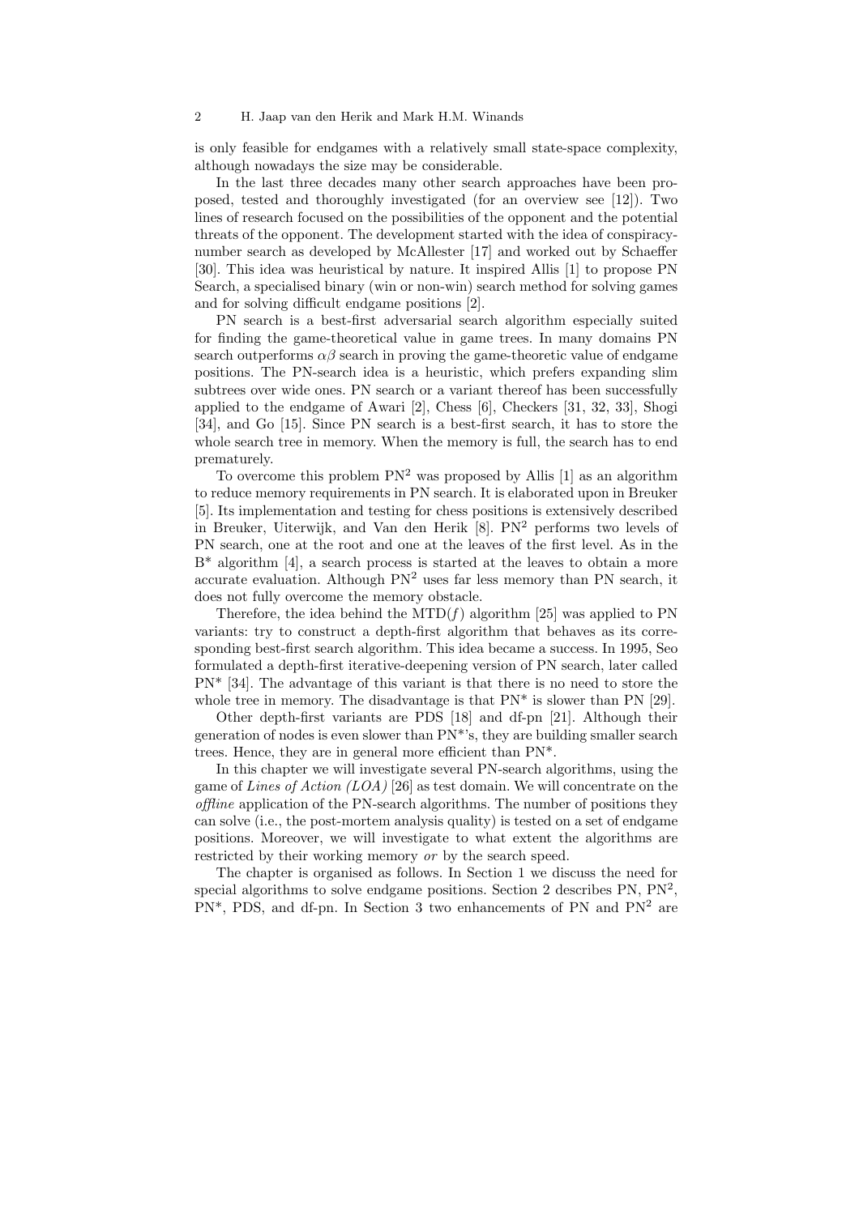is only feasible for endgames with a relatively small state-space complexity, although nowadays the size may be considerable.

In the last three decades many other search approaches have been proposed, tested and thoroughly investigated (for an overview see [12]). Two lines of research focused on the possibilities of the opponent and the potential threats of the opponent. The development started with the idea of conspiracy-number search as developed by McAllester [17] and worked out by Schaeffer [30]. This idea was heuristical by nature. It inspired Allis [1] to propose PN Search, a specialised binary (win or non-win) search method for solving games and for solving difficult endgame positions [2].

PN search is a best-first adversarial search algorithm especially suited for finding the game-theoretical value in game trees. In many domains PN search outperforms $\alpha\beta$ search in proving the game-theoretic value of endgame positions. The PN-search idea is a heuristic, which prefers expanding slim subtrees over wide ones. PN search or a variant thereof has been successfully applied to the endgame of Awari [2], Chess [6], Checkers [31, 32, 33], Shogi [34], and Go [15]. Since PN search is a best-first search, it has to store the whole search tree in memory. When the memory is full, the search has to end prematurely.

To overcome this problem $\text{PN}^2$ was proposed by Allis [1] as an algorithm to reduce memory requirements in PN search. It is elaborated upon in Breuker [5]. Its implementation and testing for chess positions is extensively described in Breuker, Uiterwijk, and Van den Herik [8]. $\text{PN}^2$ performs two levels of PN search, one at the root and one at the leaves of the first level. As in the B* algorithm [4], a search process is started at the leaves to obtain a more accurate evaluation. Although $\text{PN}^2$ uses far less memory than PN search, it does not fully overcome the memory obstacle.

Therefore, the idea behind the MTD($f$) algorithm [25] was applied to PN variants: try to construct a depth-first algorithm that behaves as its corresponding best-first search algorithm. This idea became a success. In 1995, Seo formulated a depth-first iterative-deepening version of PN search, later called PN* [34]. The advantage of this variant is that there is no need to store the whole tree in memory. The disadvantage is that PN* is slower than PN [29].

Other depth-first variants are PDS [18] and df-pn [21]. Although their generation of nodes is even slower than PN*'s, they are building smaller search trees. Hence, they are in general more efficient than PN*.

In this chapter we will investigate several PN-search algorithms, using the game of *Lines of Action (LOA)* [26] as test domain. We will concentrate on the *offline* application of the PN-search algorithms. The number of positions they can solve (i.e., the post-mortem analysis quality) is tested on a set of endgame positions. Moreover, we will investigate to what extent the algorithms are restricted by their working memory *or* by the search speed.

The chapter is organised as follows. In Section 1 we discuss the need for special algorithms to solve endgame positions. Section 2 describes PN, $\text{PN}^2$, PN*, PDS, and df-pn. In Section 3 two enhancements of PN and $\text{PN}^2$ are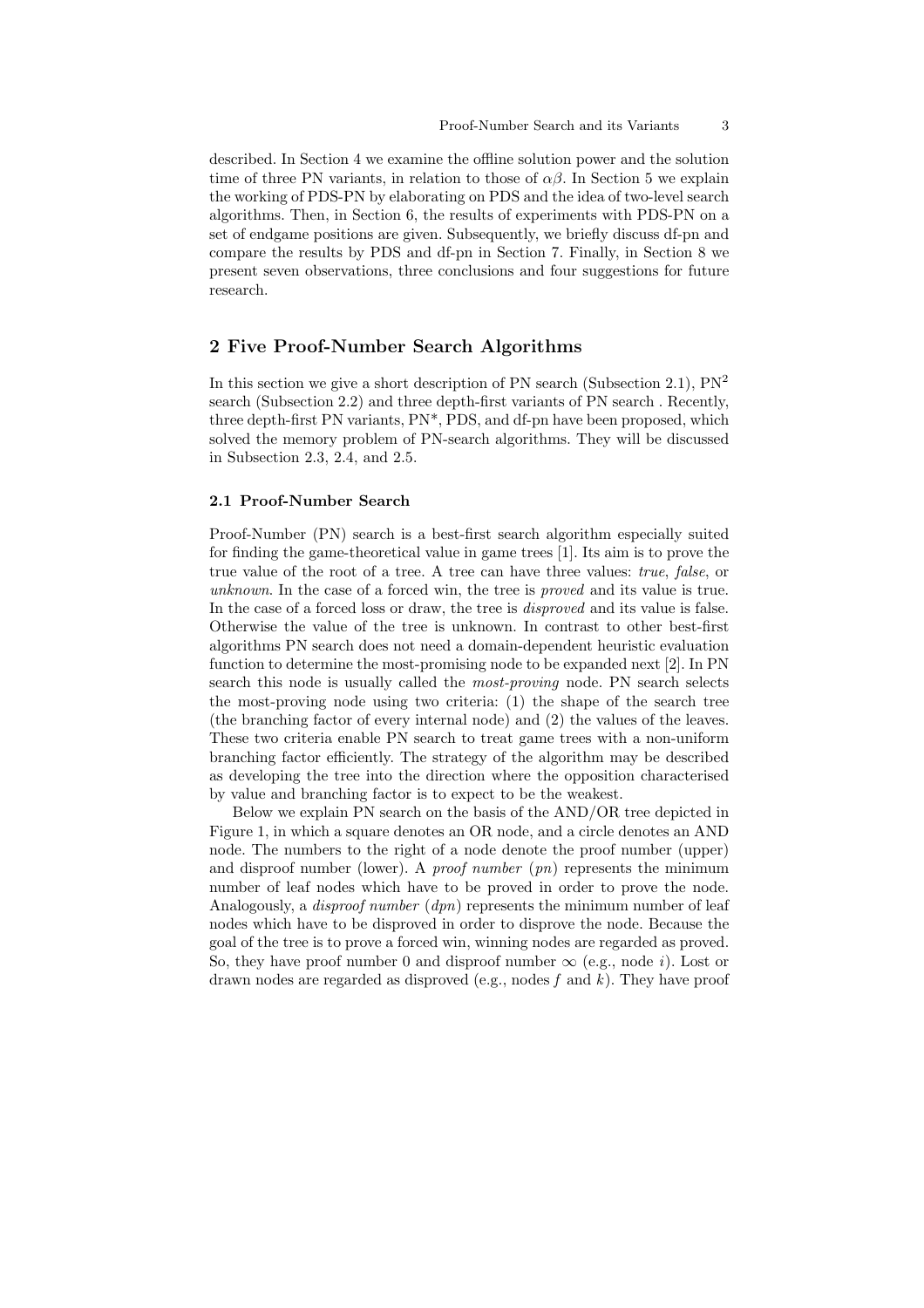described. In Section 4 we examine the offline solution power and the solution time of three PN variants, in relation to those of $\alpha\beta$. In Section 5 we explain the working of PDS-PN by elaborating on PDS and the idea of two-level search algorithms. Then, in Section 6, the results of experiments with PDS-PN on a set of endgame positions are given. Subsequently, we briefly discuss df-pn and compare the results by PDS and df-pn in Section 7. Finally, in Section 8 we present seven observations, three conclusions and four suggestions for future research.

## 2 Five Proof-Number Search Algorithms

In this section we give a short description of PN search (Subsection 2.1), PN$^2$ search (Subsection 2.2) and three depth-first variants of PN search . Recently, three depth-first PN variants, PN*, PDS, and df-pn have been proposed, which solved the memory problem of PN-search algorithms. They will be discussed in Subsection 2.3, 2.4, and 2.5.

### 2.1 Proof-Number Search

Proof-Number (PN) search is a best-first search algorithm especially suited for finding the game-theoretical value in game trees [1]. Its aim is to prove the true value of the root of a tree. A tree can have three values: *true*, *false*, or *unknown*. In the case of a forced win, the tree is *proved* and its value is true. In the case of a forced loss or draw, the tree is *disproved* and its value is false. Otherwise the value of the tree is unknown. In contrast to other best-first algorithms PN search does not need a domain-dependent heuristic evaluation function to determine the most-promising node to be expanded next [2]. In PN search this node is usually called the *most-proving* node. PN search selects the most-proving node using two criteria: (1) the shape of the search tree (the branching factor of every internal node) and (2) the values of the leaves. These two criteria enable PN search to treat game trees with a non-uniform branching factor efficiently. The strategy of the algorithm may be described as developing the tree into the direction where the opposition characterised by value and branching factor is to expect to be the weakest.

Below we explain PN search on the basis of the AND/OR tree depicted in Figure 1, in which a square denotes an OR node, and a circle denotes an AND node. The numbers to the right of a node denote the proof number (upper) and disproof number (lower). A *proof number* (*pn*) represents the minimum number of leaf nodes which have to be proved in order to prove the node. Analogously, a *disproof number* (*dpn*) represents the minimum number of leaf nodes which have to be disproved in order to disprove the node. Because the goal of the tree is to prove a forced win, winning nodes are regarded as proved. So, they have proof number 0 and disproof number $\infty$ (e.g., node $i$). Lost or drawn nodes are regarded as disproved (e.g., nodes $f$ and $k$). They have proof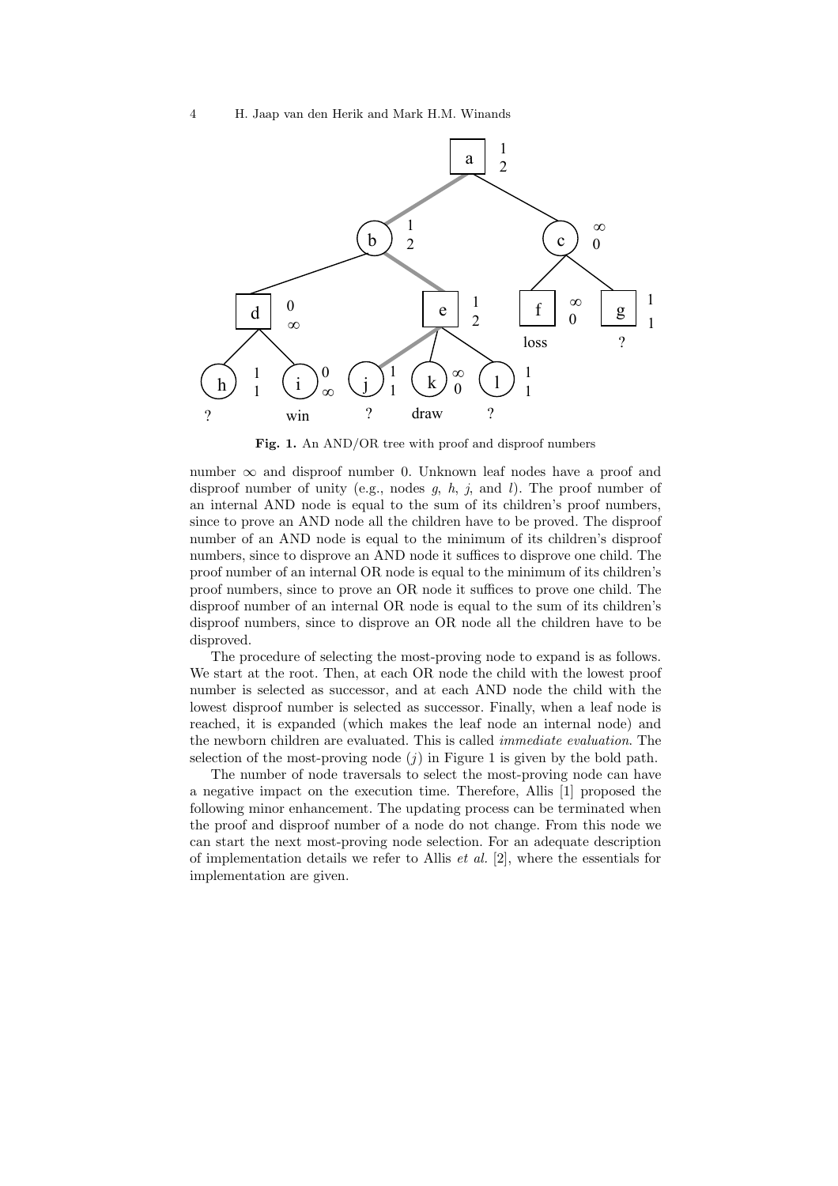a 1 2

b 1 2

c ∞ 0

d 0 ∞

e 1 2

f ∞ 0

g 1 1

loss

?

h 1 1

i 0 ∞

j 1 1

k ∞ 0

l 1 1

? win ? draw ?

**Fig. 1.** An AND/OR tree with proof and disproof numbers

number ∞ and disproof number 0. Unknown leaf nodes have a proof and disproof number of unity (e.g., nodes *g*, *h*, *j*, and *l*). The proof number of an internal AND node is equal to the sum of its children's proof numbers, since to prove an AND node all the children have to be proved. The disproof number of an AND node is equal to the minimum of its children's disproof numbers, since to disprove an AND node it suffices to disprove one child. The proof number of an internal OR node is equal to the minimum of its children's proof numbers, since to prove an OR node it suffices to prove one child. The disproof number of an internal OR node is equal to the sum of its children's disproof numbers, since to disprove an OR node all the children have to be disproved.

The procedure of selecting the most-proving node to expand is as follows. We start at the root. Then, at each OR node the child with the lowest proof number is selected as successor, and at each AND node the child with the lowest disproof number is selected as successor. Finally, when a leaf node is reached, it is expanded (which makes the leaf node an internal node) and the newborn children are evaluated. This is called *immediate evaluation*. The selection of the most-proving node ($j$) in Figure 1 is given by the bold path.

The number of node traversals to select the most-proving node can have a negative impact on the execution time. Therefore, Allis [1] proposed the following minor enhancement. The updating process can be terminated when the proof and disproof number of a node do not change. From this node we can start the next most-proving node selection. For an adequate description of implementation details we refer to Allis *et al.* [2], where the essentials for implementation are given.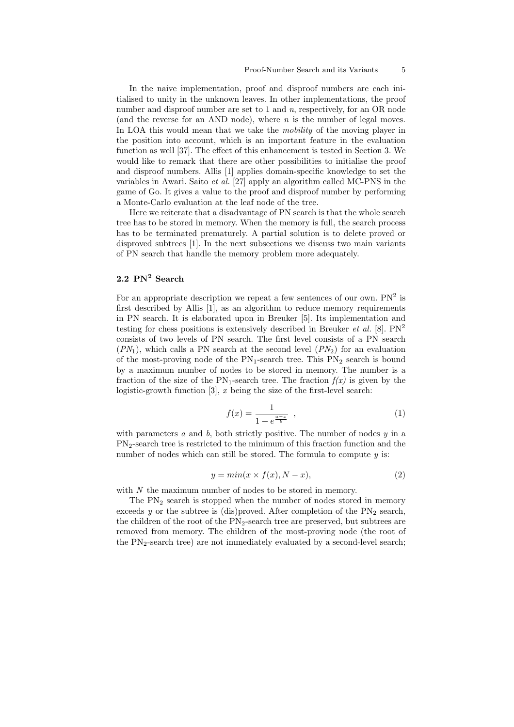In the naive implementation, proof and disproof numbers are each initialised to unity in the unknown leaves. In other implementations, the proof number and disproof number are set to 1 and $n$, respectively, for an OR node (and the reverse for an AND node), where $n$ is the number of legal moves. In LOA this would mean that we take the *mobility* of the moving player in the position into account, which is an important feature in the evaluation function as well [37]. The effect of this enhancement is tested in Section 3. We would like to remark that there are other possibilities to initialise the proof and disproof numbers. Allis [1] applies domain-specific knowledge to set the variables in Awari. Saito *et al.* [27] apply an algorithm called MC-PNS in the game of Go. It gives a value to the proof and disproof number by performing a Monte-Carlo evaluation at the leaf node of the tree.

Here we reiterate that a disadvantage of PN search is that the whole search tree has to be stored in memory. When the memory is full, the search process has to be terminated prematurely. A partial solution is to delete proved or disproved subtrees [1]. In the next subsections we discuss two main variants of PN search that handle the memory problem more adequately.

### 2.2 $PN^2$ Search

For an appropriate description we repeat a few sentences of our own. $PN^2$ is first described by Allis [1], as an algorithm to reduce memory requirements in PN search. It is elaborated upon in Breuker [5]. Its implementation and testing for chess positions is extensively described in Breuker *et al.* [8]. $PN^2$ consists of two levels of PN search. The first level consists of a PN search ($PN_1$), which calls a PN search at the second level ($PN_2$) for an evaluation of the most-proving node of the $PN_1$-search tree. This $PN_2$ search is bound by a maximum number of nodes to be stored in memory. The number is a fraction of the size of the $PN_1$-search tree. The fraction *f(x)* is given by the logistic-growth function [3], $x$ being the size of the first-level search:

$$f(x) = \frac{1}{1 + e^{\frac{a-x}{b}}} \quad , \tag{1}$$

with parameters $a$ and $b$, both strictly positive. The number of nodes $y$ in a $PN_2$-search tree is restricted to the minimum of this fraction function and the number of nodes which can still be stored. The formula to compute $y$ is:

$$y = min(x \times f(x), N - x), \tag{2}$$

with $N$ the maximum number of nodes to be stored in memory.

The $PN_2$ search is stopped when the number of nodes stored in memory exceeds $y$ or the subtree is (dis)proved. After completion of the $PN_2$ search, the children of the root of the $PN_2$-search tree are preserved, but subtrees are removed from memory. The children of the most-proving node (the root of the $PN_2$-search tree) are not immediately evaluated by a second-level search;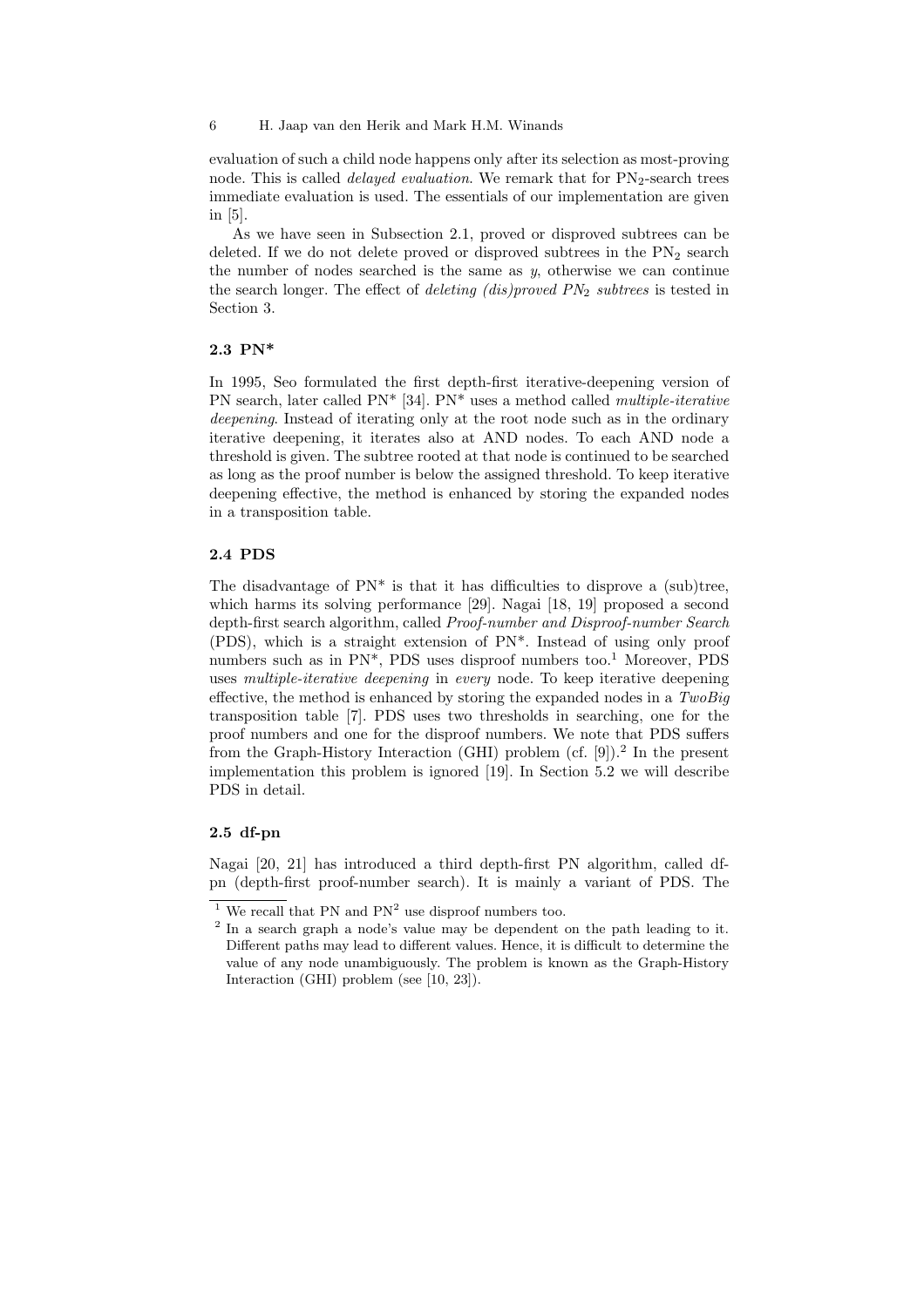evaluation of such a child node happens only after its selection as most-proving node. This is called *delayed evaluation*. We remark that for $PN_2$-search trees immediate evaluation is used. The essentials of our implementation are given in [5].

As we have seen in Subsection 2.1, proved or disproved subtrees can be deleted. If we do not delete proved or disproved subtrees in the $PN_2$ search the number of nodes searched is the same as *y*, otherwise we can continue the search longer. The effect of *deleting (dis)proved $PN_2$ subtrees* is tested in Section 3.

### 2.3 PN*

In 1995, Seo formulated the first depth-first iterative-deepening version of PN search, later called PN* [34]. PN* uses a method called *multiple-iterative deepening*. Instead of iterating only at the root node such as in the ordinary iterative deepening, it iterates also at AND nodes. To each AND node a threshold is given. The subtree rooted at that node is continued to be searched as long as the proof number is below the assigned threshold. To keep iterative deepening effective, the method is enhanced by storing the expanded nodes in a transposition table.

### 2.4 PDS

The disadvantage of PN* is that it has difficulties to disprove a (sub)tree, which harms its solving performance [29]. Nagai [18, 19] proposed a second depth-first search algorithm, called *Proof-number and Disproof-number Search* (PDS), which is a straight extension of PN*. Instead of using only proof numbers such as in PN*, PDS uses disproof numbers too.[1] Moreover, PDS uses *multiple-iterative deepening* in *every* node. To keep iterative deepening effective, the method is enhanced by storing the expanded nodes in a *TwoBig* transposition table [7]. PDS uses two thresholds in searching, one for the proof numbers and one for the disproof numbers. We note that PDS suffers from the Graph-History Interaction (GHI) problem (cf. [9]).[2] In the present implementation this problem is ignored [19]. In Section 5.2 we will describe PDS in detail.

### 2.5 df-pn

Nagai [20, 21] has introduced a third depth-first PN algorithm, called df-pn (depth-first proof-number search). It is mainly a variant of PDS. The

---

[1] We recall that PN and $PN^2$ use disproof numbers too.

[2] In a search graph a node's value may be dependent on the path leading to it. Different paths may lead to different values. Hence, it is difficult to determine the value of any node unambiguously. The problem is known as the Graph-History Interaction (GHI) problem (see [10, 23]).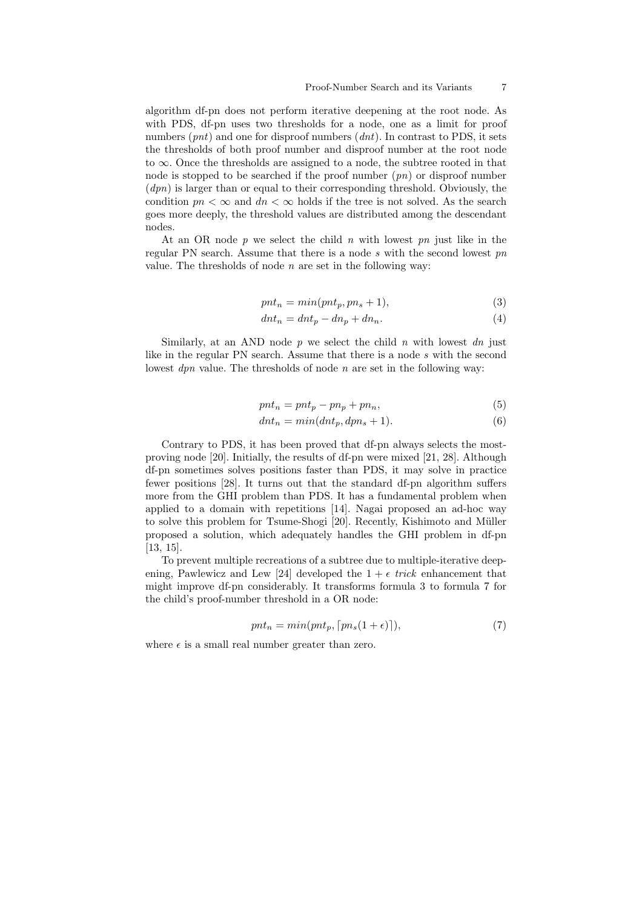algorithm df-pn does not perform iterative deepening at the root node. As with PDS, df-pn uses two thresholds for a node, one as a limit for proof numbers ($pnt$) and one for disproof numbers ($dnt$). In contrast to PDS, it sets the thresholds of both proof number and disproof number at the root node to $\infty$. Once the thresholds are assigned to a node, the subtree rooted in that node is stopped to be searched if the proof number ($pn$) or disproof number ($dpn$) is larger than or equal to their corresponding threshold. Obviously, the condition $pn < \infty$ and $dn < \infty$ holds if the tree is not solved. As the search goes more deeply, the threshold values are distributed among the descendant nodes.

At an OR node $p$ we select the child $n$ with lowest $pn$ just like in the regular PN search. Assume that there is a node $s$ with the second lowest $pn$ value. The thresholds of node $n$ are set in the following way:

$$pnt_n = min(pnt_p, pn_s + 1), \tag{3}$$

$$dnt_n = dnt_p - dn_p + dn_n. \tag{4}$$

Similarly, at an AND node $p$ we select the child $n$ with lowest $dn$ just like in the regular PN search. Assume that there is a node $s$ with the second lowest $dpn$ value. The thresholds of node $n$ are set in the following way:

$$pnt_n = pnt_p - pn_p + pn_n, \tag{5}$$

$$dnt_n = min(dnt_p, dpn_s + 1). \tag{6}$$

Contrary to PDS, it has been proved that df-pn always selects the most-proving node [20]. Initially, the results of df-pn were mixed [21, 28]. Although df-pn sometimes solves positions faster than PDS, it may solve in practice fewer positions [28]. It turns out that the standard df-pn algorithm suffers more from the GHI problem than PDS. It has a fundamental problem when applied to a domain with repetitions [14]. Nagai proposed an ad-hoc way to solve this problem for Tsume-Shogi [20]. Recently, Kishimoto and Müller proposed a solution, which adequately handles the GHI problem in df-pn [13, 15].

To prevent multiple recreations of a subtree due to multiple-iterative deepening, Pawlewicz and Lew [24] developed the $1 + \epsilon$ *trick* enhancement that might improve df-pn considerably. It transforms formula 3 to formula 7 for the child's proof-number threshold in a OR node:

$$pnt_n = min(pnt_p, \lceil pn_s(1 + \epsilon) \rceil), \tag{7}$$

where $\epsilon$ is a small real number greater than zero.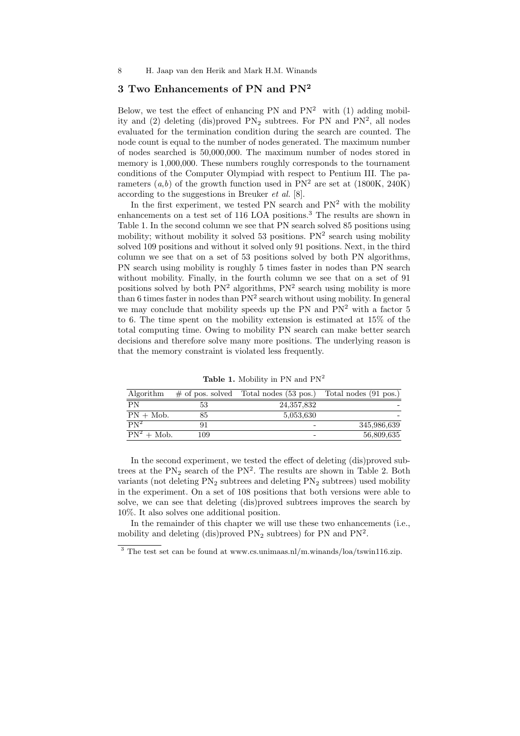## 3 Two Enhancements of PN and $PN^2$

Below, we test the effect of enhancing PN and $PN^2$ with (1) adding mobility and (2) deleting (dis)proved $PN_2$ subtrees. For PN and $PN^2$, all nodes evaluated for the termination condition during the search are counted. The node count is equal to the number of nodes generated. The maximum number of nodes searched is 50,000,000. The maximum number of nodes stored in memory is 1,000,000. These numbers roughly corresponds to the tournament conditions of the Computer Olympiad with respect to Pentium III. The parameters $(a,b)$ of the growth function used in $PN^2$ are set at (1800K, 240K) according to the suggestions in Breuker *et al.* [8].

In the first experiment, we tested PN search and $PN^2$ with the mobility enhancements on a test set of 116 LOA positions.[3] The results are shown in Table 1. In the second column we see that PN search solved 85 positions using mobility; without mobility it solved 53 positions. $PN^2$ search using mobility solved 109 positions and without it solved only 91 positions. Next, in the third column we see that on a set of 53 positions solved by both PN algorithms, PN search using mobility is roughly 5 times faster in nodes than PN search without mobility. Finally, in the fourth column we see that on a set of 91 positions solved by both $PN^2$ algorithms, $PN^2$ search using mobility is more than 6 times faster in nodes than $PN^2$ search without using mobility. In general we may conclude that mobility speeds up the PN and $PN^2$ with a factor 5 to 6. The time spent on the mobility extension is estimated at 15% of the total computing time. Owing to mobility PN search can make better search decisions and therefore solve many more positions. The underlying reason is that the memory constraint is violated less frequently.

**Table 1.** Mobility in PN and $PN^2$

| Algorithm | # of pos. solved | Total nodes (53 pos.) | Total nodes (91 pos.) |
|---|---|---|---|
| PN | 53 | 24,357,832 | - |
| PN + Mob. | 85 | 5,053,630 | - |
| $PN^2$ | 91 | - | 345,986,639 |
| $PN^2$ + Mob. | 109 | - | 56,809,635 |

In the second experiment, we tested the effect of deleting (dis)proved subtrees at the $PN_2$ search of the $PN^2$. The results are shown in Table 2. Both variants (not deleting $PN_2$ subtrees and deleting $PN_2$ subtrees) used mobility in the experiment. On a set of 108 positions that both versions were able to solve, we can see that deleting (dis)proved subtrees improves the search by 10%. It also solves one additional position.

In the remainder of this chapter we will use these two enhancements (i.e., mobility and deleting (dis)proved $PN_2$ subtrees) for PN and $PN^2$.

[3] The test set can be found at www.cs.unimaas.nl/m.winands/loa/tswin116.zip.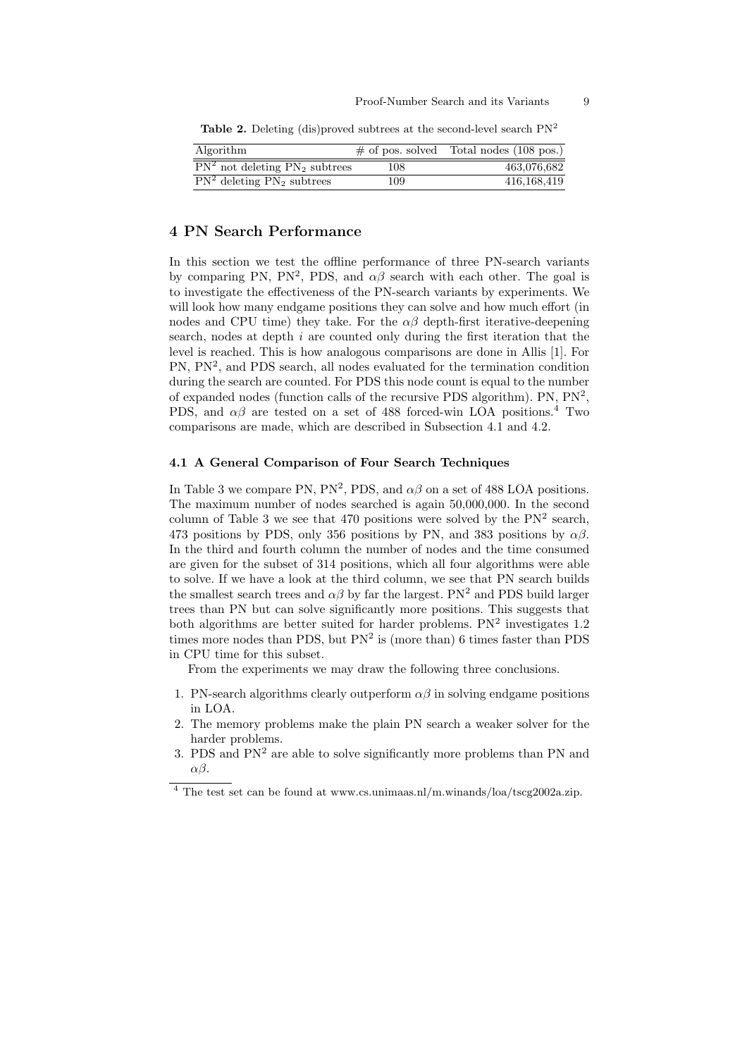**Table 2.** Deleting (dis)proved subtrees at the second-level search $PN^2$

| Algorithm | # of pos. solved | Total nodes (108 pos.) |
| --- | --- | --- |
| $PN^2$ not deleting $PN_2$ subtrees | 108 | 463,076,682 |
| $PN^2$ deleting $PN_2$ subtrees | 109 | 416,168,419 |

## 4 PN Search Performance

In this section we test the offline performance of three PN-search variants by comparing PN, $PN^2$, PDS, and $\alpha\beta$ search with each other. The goal is to investigate the effectiveness of the PN-search variants by experiments. We will look how many endgame positions they can solve and how much effort (in nodes and CPU time) they take. For the $\alpha\beta$ depth-first iterative-deepening search, nodes at depth $i$ are counted only during the first iteration that the level is reached. This is how analogous comparisons are done in Allis [1]. For PN, $PN^2$, and PDS search, all nodes evaluated for the termination condition during the search are counted. For PDS this node count is equal to the number of expanded nodes (function calls of the recursive PDS algorithm). PN, $PN^2$, PDS, and $\alpha\beta$ are tested on a set of 488 forced-win LOA positions.[4] Two comparisons are made, which are described in Subsection 4.1 and 4.2.

### 4.1 A General Comparison of Four Search Techniques

In Table 3 we compare PN, $PN^2$, PDS, and $\alpha\beta$ on a set of 488 LOA positions. The maximum number of nodes searched is again 50,000,000. In the second column of Table 3 we see that 470 positions were solved by the $PN^2$ search, 473 positions by PDS, only 356 positions by PN, and 383 positions by $\alpha\beta$. In the third and fourth column the number of nodes and the time consumed are given for the subset of 314 positions, which all four algorithms were able to solve. If we have a look at the third column, we see that PN search builds the smallest search trees and $\alpha\beta$ by far the largest. $PN^2$ and PDS build larger trees than PN but can solve significantly more positions. This suggests that both algorithms are better suited for harder problems. $PN^2$ investigates 1.2 times more nodes than PDS, but $PN^2$ is (more than) 6 times faster than PDS in CPU time for this subset.

From the experiments we may draw the following three conclusions.

1. PN-search algorithms clearly outperform $\alpha\beta$ in solving endgame positions in LOA.
2. The memory problems make the plain PN search a weaker solver for the harder problems.
3. PDS and $PN^2$ are able to solve significantly more problems than PN and $\alpha\beta$.

[4] The test set can be found at www.cs.unimaas.nl/m.winands/loa/tscg2002a.zip.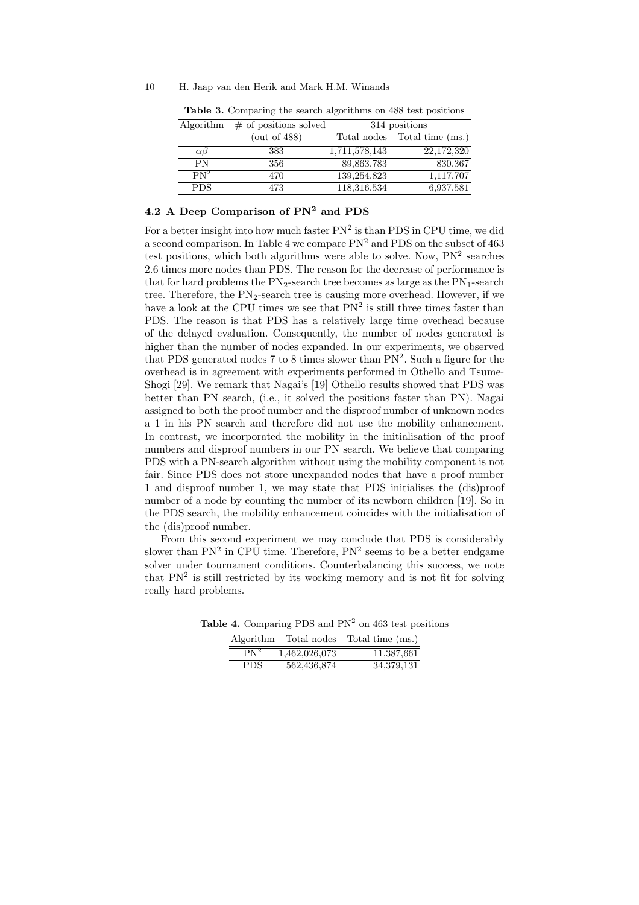**Table 3.** Comparing the search algorithms on 488 test positions

| Algorithm | # of positions solved | 314 positions | |
|---|---|---|---|
| | (out of 488) | Total nodes | Total time (ms.) |
| $\alpha\beta$ | 383 | 1,711,578,143 | 22,172,320 |
| PN | 356 | 89,863,783 | 830,367 |
| $PN^2$ | 470 | 139,254,823 | 1,117,707 |
| PDS | 473 | 118,316,534 | 6,937,581 |

### 4.2 A Deep Comparison of $PN^2$ and PDS

For a better insight into how much faster $PN^2$ is than PDS in CPU time, we did a second comparison. In Table 4 we compare $PN^2$ and PDS on the subset of 463 test positions, which both algorithms were able to solve. Now, $PN^2$ searches 2.6 times more nodes than PDS. The reason for the decrease of performance is that for hard problems the $PN_2$-search tree becomes as large as the $PN_1$-search tree. Therefore, the $PN_2$-search tree is causing more overhead. However, if we have a look at the CPU times we see that $PN^2$ is still three times faster than PDS. The reason is that PDS has a relatively large time overhead because of the delayed evaluation. Consequently, the number of nodes generated is higher than the number of nodes expanded. In our experiments, we observed that PDS generated nodes 7 to 8 times slower than $PN^2$. Such a figure for the overhead is in agreement with experiments performed in Othello and Tsume-Shogi [29]. We remark that Nagai's [19] Othello results showed that PDS was better than PN search, (i.e., it solved the positions faster than PN). Nagai assigned to both the proof number and the disproof number of unknown nodes a 1 in his PN search and therefore did not use the mobility enhancement. In contrast, we incorporated the mobility in the initialisation of the proof numbers and disproof numbers in our PN search. We believe that comparing PDS with a PN-search algorithm without using the mobility component is not fair. Since PDS does not store unexpanded nodes that have a proof number 1 and disproof number 1, we may state that PDS initialises the (dis)proof number of a node by counting the number of its newborn children [19]. So in the PDS search, the mobility enhancement coincides with the initialisation of the (dis)proof number.

From this second experiment we may conclude that PDS is considerably slower than $PN^2$ in CPU time. Therefore, $PN^2$ seems to be a better endgame solver under tournament conditions. Counterbalancing this success, we note that $PN^2$ is still restricted by its working memory and is not fit for solving really hard problems.

**Table 4.** Comparing PDS and $PN^2$ on 463 test positions

| Algorithm | Total nodes | Total time (ms.) |
|---|---|---|
| $PN^2$ | 1,462,026,073 | 11,387,661 |
| PDS | 562,436,874 | 34,379,131 |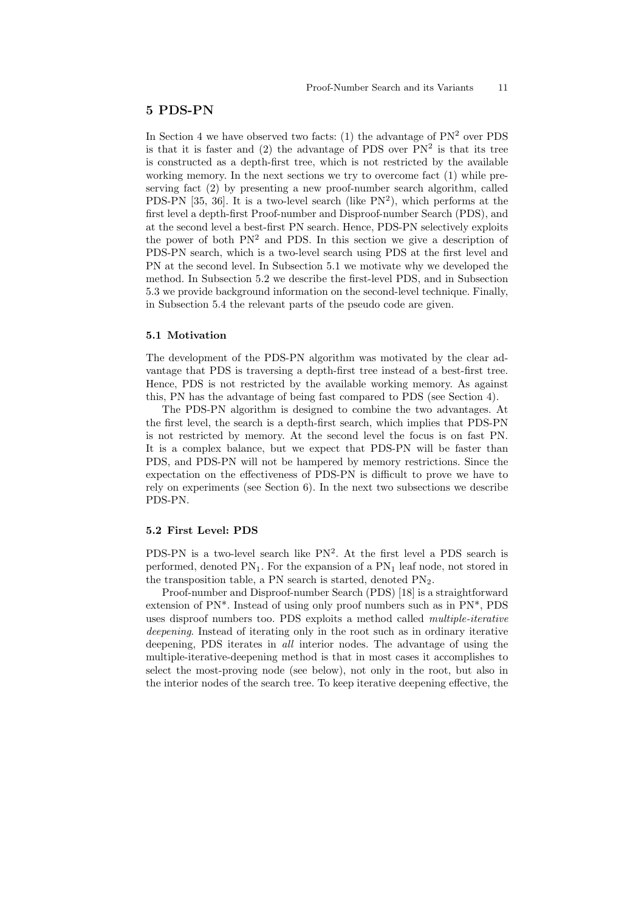## 5 PDS-PN

In Section 4 we have observed two facts: (1) the advantage of $PN^2$ over PDS is that it is faster and (2) the advantage of PDS over $PN^2$ is that its tree is constructed as a depth-first tree, which is not restricted by the available working memory. In the next sections we try to overcome fact (1) while preserving fact (2) by presenting a new proof-number search algorithm, called PDS-PN [35, 36]. It is a two-level search (like $PN^2$), which performs at the first level a depth-first Proof-number and Disproof-number Search (PDS), and at the second level a best-first PN search. Hence, PDS-PN selectively exploits the power of both $PN^2$ and PDS. In this section we give a description of PDS-PN search, which is a two-level search using PDS at the first level and PN at the second level. In Subsection 5.1 we motivate why we developed the method. In Subsection 5.2 we describe the first-level PDS, and in Subsection 5.3 we provide background information on the second-level technique. Finally, in Subsection 5.4 the relevant parts of the pseudo code are given.

### 5.1 Motivation

The development of the PDS-PN algorithm was motivated by the clear advantage that PDS is traversing a depth-first tree instead of a best-first tree. Hence, PDS is not restricted by the available working memory. As against this, PN has the advantage of being fast compared to PDS (see Section 4).

The PDS-PN algorithm is designed to combine the two advantages. At the first level, the search is a depth-first search, which implies that PDS-PN is not restricted by memory. At the second level the focus is on fast PN. It is a complex balance, but we expect that PDS-PN will be faster than PDS, and PDS-PN will not be hampered by memory restrictions. Since the expectation on the effectiveness of PDS-PN is difficult to prove we have to rely on experiments (see Section 6). In the next two subsections we describe PDS-PN.

### 5.2 First Level: PDS

PDS-PN is a two-level search like $PN^2$. At the first level a PDS search is performed, denoted $PN_1$. For the expansion of a $PN_1$ leaf node, not stored in the transposition table, a PN search is started, denoted $PN_2$.

Proof-number and Disproof-number Search (PDS) [18] is a straightforward extension of PN*. Instead of using only proof numbers such as in PN*, PDS uses disproof numbers too. PDS exploits a method called *multiple-iterative deepening*. Instead of iterating only in the root such as in ordinary iterative deepening, PDS iterates in *all* interior nodes. The advantage of using the multiple-iterative-deepening method is that in most cases it accomplishes to select the most-proving node (see below), not only in the root, but also in the interior nodes of the search tree. To keep iterative deepening effective, the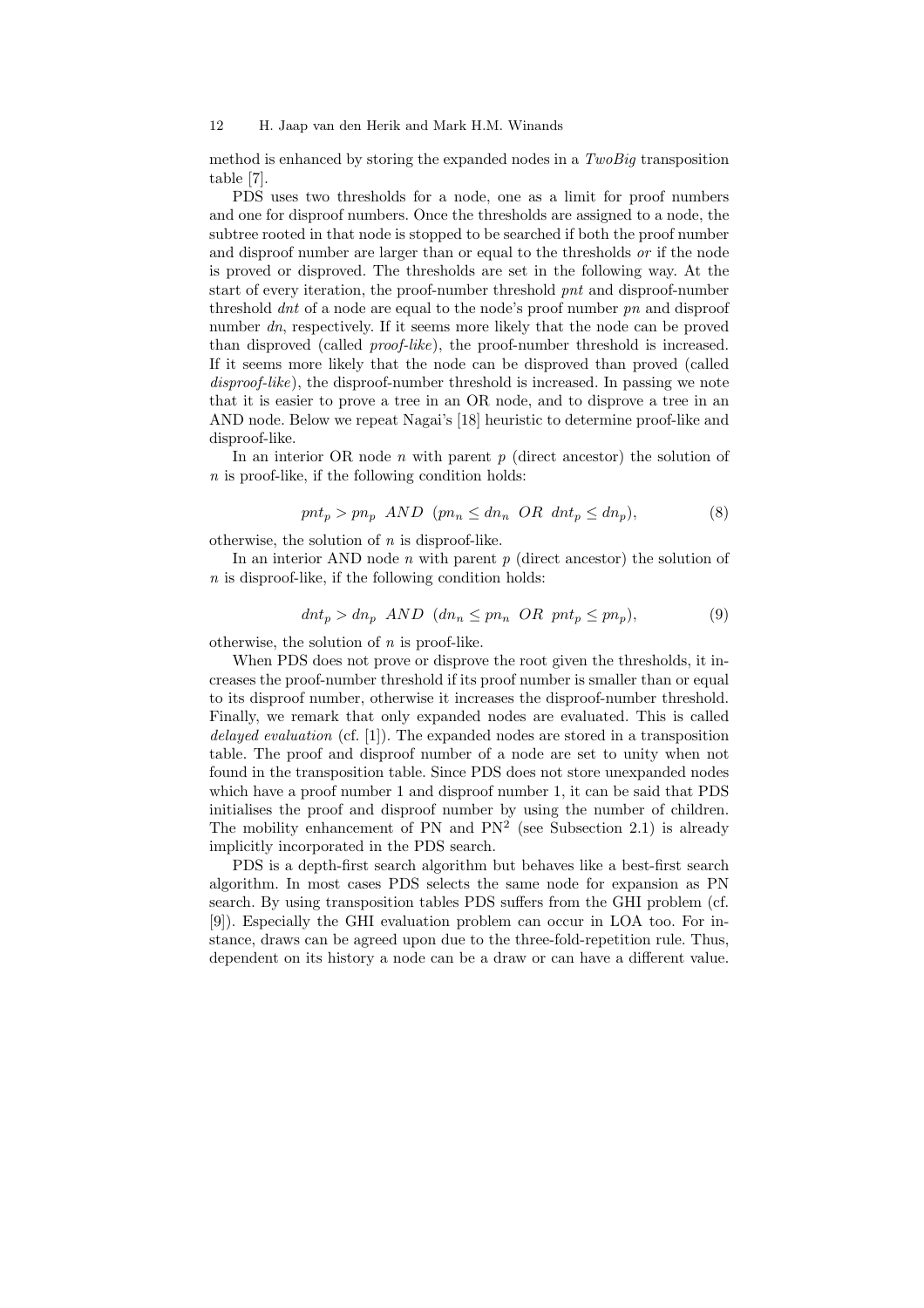method is enhanced by storing the expanded nodes in a *TwoBig* transposition table [7].

PDS uses two thresholds for a node, one as a limit for proof numbers and one for disproof numbers. Once the thresholds are assigned to a node, the subtree rooted in that node is stopped to be searched if both the proof number and disproof number are larger than or equal to the thresholds *or* if the node is proved or disproved. The thresholds are set in the following way. At the start of every iteration, the proof-number threshold *pnt* and disproof-number threshold *dnt* of a node are equal to the node's proof number *pn* and disproof number *dn*, respectively. If it seems more likely that the node can be proved than disproved (called *proof-like*), the proof-number threshold is increased. If it seems more likely that the node can be disproved than proved (called *disproof-like*), the disproof-number threshold is increased. In passing we note that it is easier to prove a tree in an OR node, and to disprove a tree in an AND node. Below we repeat Nagai's [18] heuristic to determine proof-like and disproof-like.

In an interior OR node $n$ with parent $p$ (direct ancestor) the solution of $n$ is proof-like, if the following condition holds:

$$pnt_p > pn_p \;\; AND \;\; (pn_n \leq dn_n \;\; OR \;\; dnt_p \leq dn_p), \tag{8}$$

otherwise, the solution of $n$ is disproof-like.

In an interior AND node $n$ with parent $p$ (direct ancestor) the solution of $n$ is disproof-like, if the following condition holds:

$$dnt_p > dn_p \;\; AND \;\; (dn_n \leq pn_n \;\; OR \;\; pnt_p \leq pn_p), \tag{9}$$

otherwise, the solution of $n$ is proof-like.

When PDS does not prove or disprove the root given the thresholds, it increases the proof-number threshold if its proof number is smaller than or equal to its disproof number, otherwise it increases the disproof-number threshold. Finally, we remark that only expanded nodes are evaluated. This is called *delayed evaluation* (cf. [1]). The expanded nodes are stored in a transposition table. The proof and disproof number of a node are set to unity when not found in the transposition table. Since PDS does not store unexpanded nodes which have a proof number 1 and disproof number 1, it can be said that PDS initialises the proof and disproof number by using the number of children. The mobility enhancement of PN and PN$^2$ (see Subsection 2.1) is already implicitly incorporated in the PDS search.

PDS is a depth-first search algorithm but behaves like a best-first search algorithm. In most cases PDS selects the same node for expansion as PN search. By using transposition tables PDS suffers from the GHI problem (cf. [9]). Especially the GHI evaluation problem can occur in LOA too. For instance, draws can be agreed upon due to the three-fold-repetition rule. Thus, dependent on its history a node can be a draw or can have a different value.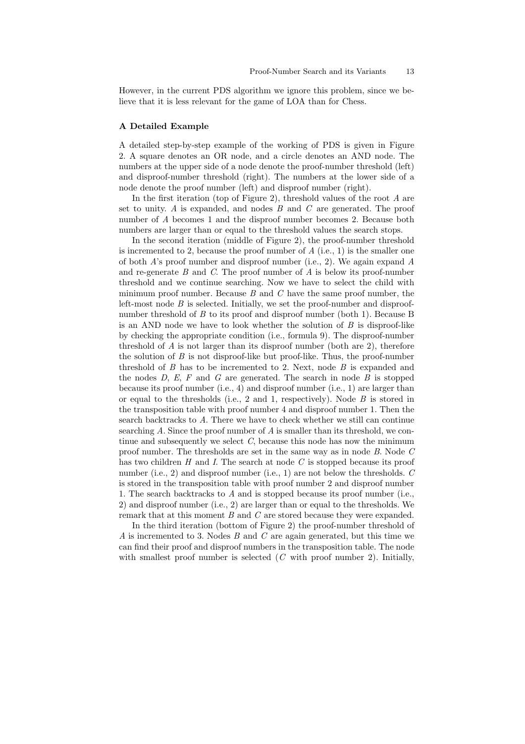However, in the current PDS algorithm we ignore this problem, since we believe that it is less relevant for the game of LOA than for Chess.

### A Detailed Example

A detailed step-by-step example of the working of PDS is given in Figure 2. A square denotes an OR node, and a circle denotes an AND node. The numbers at the upper side of a node denote the proof-number threshold (left) and disproof-number threshold (right). The numbers at the lower side of a node denote the proof number (left) and disproof number (right).

In the first iteration (top of Figure 2), threshold values of the root $A$ are set to unity. $A$ is expanded, and nodes $B$ and $C$ are generated. The proof number of $A$ becomes 1 and the disproof number becomes 2. Because both numbers are larger than or equal to the threshold values the search stops.

In the second iteration (middle of Figure 2), the proof-number threshold is incremented to 2, because the proof number of $A$ (i.e., 1) is the smaller one of both $A$'s proof number and disproof number (i.e., 2). We again expand $A$ and re-generate $B$ and $C$. The proof number of $A$ is below its proof-number threshold and we continue searching. Now we have to select the child with minimum proof number. Because $B$ and $C$ have the same proof number, the left-most node $B$ is selected. Initially, we set the proof-number and disproof-number threshold of $B$ to its proof and disproof number (both 1). Because B is an AND node we have to look whether the solution of $B$ is disproof-like by checking the appropriate condition (i.e., formula 9). The disproof-number threshold of $A$ is not larger than its disproof number (both are 2), therefore the solution of $B$ is not disproof-like but proof-like. Thus, the proof-number threshold of $B$ has to be incremented to 2. Next, node $B$ is expanded and the nodes $D$, $E$, $F$ and $G$ are generated. The search in node $B$ is stopped because its proof number (i.e., 4) and disproof number (i.e., 1) are larger than or equal to the thresholds (i.e., 2 and 1, respectively). Node $B$ is stored in the transposition table with proof number 4 and disproof number 1. Then the search backtracks to $A$. There we have to check whether we still can continue searching $A$. Since the proof number of $A$ is smaller than its threshold, we continue and subsequently we select $C$, because this node has now the minimum proof number. The thresholds are set in the same way as in node $B$. Node $C$ has two children $H$ and $I$. The search at node $C$ is stopped because its proof number (i.e., 2) and disproof number (i.e., 1) are not below the thresholds. $C$ is stored in the transposition table with proof number 2 and disproof number 1. The search backtracks to $A$ and is stopped because its proof number (i.e., 2) and disproof number (i.e., 2) are larger than or equal to the thresholds. We remark that at this moment $B$ and $C$ are stored because they were expanded.

In the third iteration (bottom of Figure 2) the proof-number threshold of $A$ is incremented to 3. Nodes $B$ and $C$ are again generated, but this time we can find their proof and disproof numbers in the transposition table. The node with smallest proof number is selected ($C$ with proof number 2). Initially,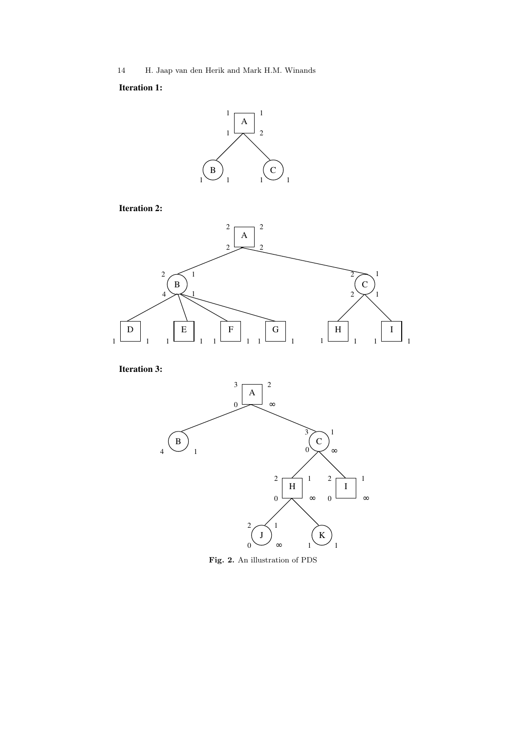**Iteration 1:**

**Iteration 2:**

**Iteration 3:**

**Fig. 2.** An illustration of PDS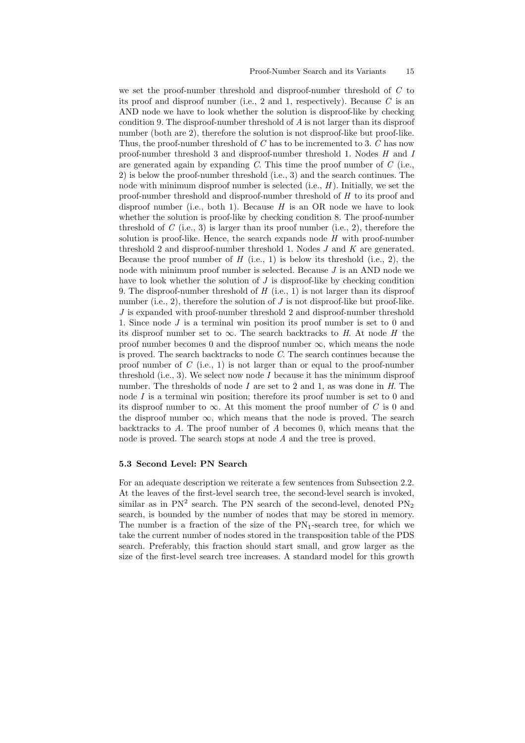we set the proof-number threshold and disproof-number threshold of $C$ to its proof and disproof number (i.e., 2 and 1, respectively). Because $C$ is an AND node we have to look whether the solution is disproof-like by checking condition 9. The disproof-number threshold of $A$ is not larger than its disproof number (both are 2), therefore the solution is not disproof-like but proof-like. Thus, the proof-number threshold of $C$ has to be incremented to 3. $C$ has now proof-number threshold 3 and disproof-number threshold 1. Nodes $H$ and $I$ are generated again by expanding $C$. This time the proof number of $C$ (i.e., 2) is below the proof-number threshold (i.e., 3) and the search continues. The node with minimum disproof number is selected (i.e., $H$). Initially, we set the proof-number threshold and disproof-number threshold of $H$ to its proof and disproof number (i.e., both 1). Because $H$ is an OR node we have to look whether the solution is proof-like by checking condition 8. The proof-number threshold of $C$ (i.e., 3) is larger than its proof number (i.e., 2), therefore the solution is proof-like. Hence, the search expands node $H$ with proof-number threshold 2 and disproof-number threshold 1. Nodes $J$ and $K$ are generated. Because the proof number of $H$ (i.e., 1) is below its threshold (i.e., 2), the node with minimum proof number is selected. Because $J$ is an AND node we have to look whether the solution of $J$ is disproof-like by checking condition 9. The disproof-number threshold of $H$ (i.e., 1) is not larger than its disproof number (i.e., 2), therefore the solution of $J$ is not disproof-like but proof-like. $J$ is expanded with proof-number threshold 2 and disproof-number threshold 1. Since node $J$ is a terminal win position its proof number is set to 0 and its disproof number set to $\infty$. The search backtracks to $H$. At node $H$ the proof number becomes 0 and the disproof number $\infty$, which means the node is proved. The search backtracks to node $C$. The search continues because the proof number of $C$ (i.e., 1) is not larger than or equal to the proof-number threshold (i.e., 3). We select now node $I$ because it has the minimum disproof number. The thresholds of node $I$ are set to 2 and 1, as was done in $H$. The node $I$ is a terminal win position; therefore its proof number is set to 0 and its disproof number to $\infty$. At this moment the proof number of $C$ is 0 and the disproof number $\infty$, which means that the node is proved. The search backtracks to $A$. The proof number of $A$ becomes 0, which means that the node is proved. The search stops at node $A$ and the tree is proved.

### 5.3 Second Level: PN Search

For an adequate description we reiterate a few sentences from Subsection 2.2. At the leaves of the first-level search tree, the second-level search is invoked, similar as in $PN^2$ search. The PN search of the second-level, denoted $PN_2$ search, is bounded by the number of nodes that may be stored in memory. The number is a fraction of the size of the $PN_1$-search tree, for which we take the current number of nodes stored in the transposition table of the PDS search. Preferably, this fraction should start small, and grow larger as the size of the first-level search tree increases. A standard model for this growth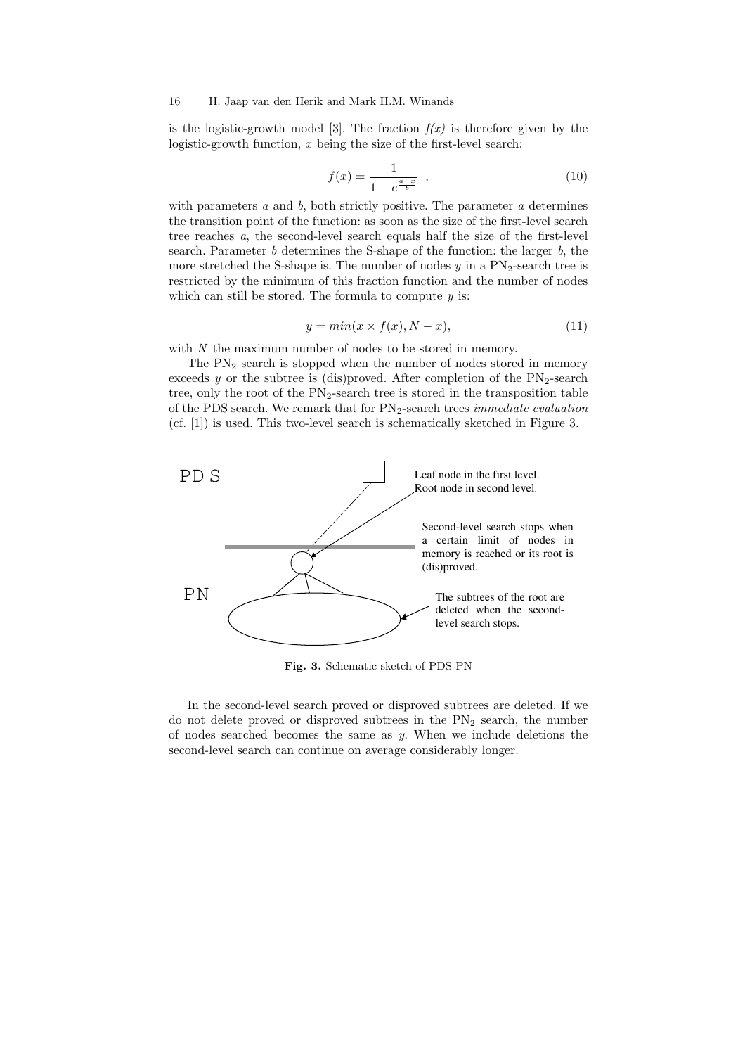is the logistic-growth model [3]. The fraction *f(x)* is therefore given by the logistic-growth function, $x$ being the size of the first-level search:

$$f(x) = \frac{1}{1 + e^{\frac{a-x}{b}}} \quad , \tag{10}$$

with parameters $a$ and $b$, both strictly positive. The parameter $a$ determines the transition point of the function: as soon as the size of the first-level search tree reaches $a$, the second-level search equals half the size of the first-level search. Parameter $b$ determines the S-shape of the function: the larger $b$, the more stretched the S-shape is. The number of nodes $y$ in a $PN_2$-search tree is restricted by the minimum of this fraction function and the number of nodes which can still be stored. The formula to compute $y$ is:

$$y = min(x \times f(x), N - x), \tag{11}$$

with $N$ the maximum number of nodes to be stored in memory.

The $PN_2$ search is stopped when the number of nodes stored in memory exceeds $y$ or the subtree is (dis)proved. After completion of the $PN_2$-search tree, only the root of the $PN_2$-search tree is stored in the transposition table of the PDS search. We remark that for $PN_2$-search trees *immediate evaluation* (cf. [1]) is used. This two-level search is schematically sketched in Figure 3.

PDS

Leaf node in the first level. Root node in second level.

Second-level search stops when a certain limit of nodes in memory is reached or its root is (dis)proved.

PN

The subtrees of the root are deleted when the second-level search stops.

**Fig. 3.** Schematic sketch of PDS-PN

In the second-level search proved or disproved subtrees are deleted. If we do not delete proved or disproved subtrees in the $PN_2$ search, the number of nodes searched becomes the same as $y$. When we include deletions the second-level search can continue on average considerably longer.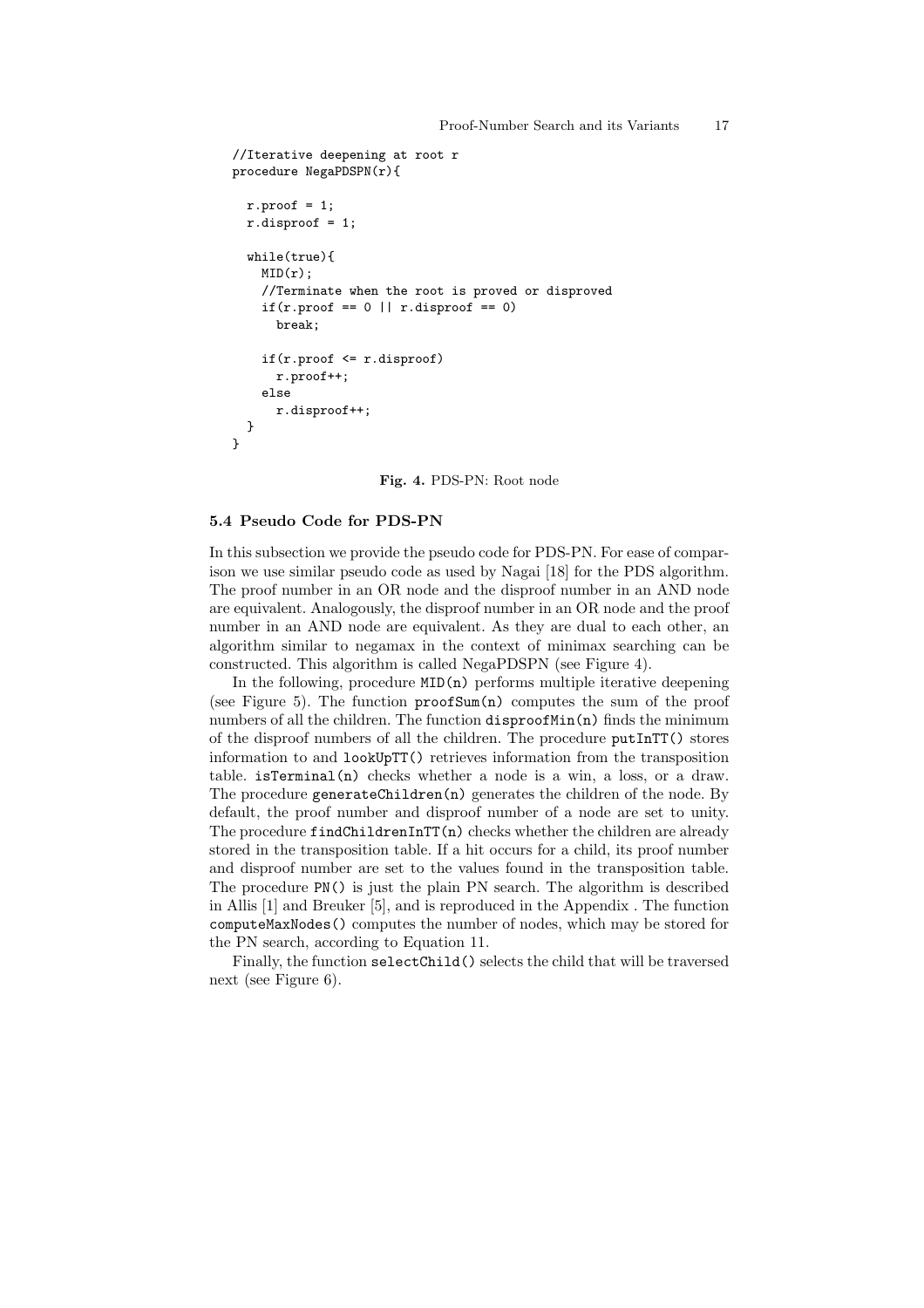```
//Iterative deepening at root r
procedure NegaPDSPN(r){

  r.proof = 1;
  r.disproof = 1;

  while(true){
    MID(r);
    //Terminate when the root is proved or disproved
    if(r.proof == 0 || r.disproof == 0)
      break;

    if(r.proof <= r.disproof)
      r.proof++;
    else
      r.disproof++;
  }
}
```

**Fig. 4.** PDS-PN: Root node

### 5.4 Pseudo Code for PDS-PN

In this subsection we provide the pseudo code for PDS-PN. For ease of comparison we use similar pseudo code as used by Nagai [18] for the PDS algorithm. The proof number in an OR node and the disproof number in an AND node are equivalent. Analogously, the disproof number in an OR node and the proof number in an AND node are equivalent. As they are dual to each other, an algorithm similar to negamax in the context of minimax searching can be constructed. This algorithm is called NegaPDSPN (see Figure 4).

In the following, procedure `MID(n)` performs multiple iterative deepening (see Figure 5). The function `proofSum(n)` computes the sum of the proof numbers of all the children. The function `disproofMin(n)` finds the minimum of the disproof numbers of all the children. The procedure `putInTT()` stores information to and `lookUpTT()` retrieves information from the transposition table. `isTerminal(n)` checks whether a node is a win, a loss, or a draw. The procedure `generateChildren(n)` generates the children of the node. By default, the proof number and disproof number of a node are set to unity. The procedure `findChildrenInTT(n)` checks whether the children are already stored in the transposition table. If a hit occurs for a child, its proof number and disproof number are set to the values found in the transposition table. The procedure `PN()` is just the plain PN search. The algorithm is described in Allis [1] and Breuker [5], and is reproduced in the Appendix . The function `computeMaxNodes()` computes the number of nodes, which may be stored for the PN search, according to Equation 11.

Finally, the function `selectChild()` selects the child that will be traversed next (see Figure 6).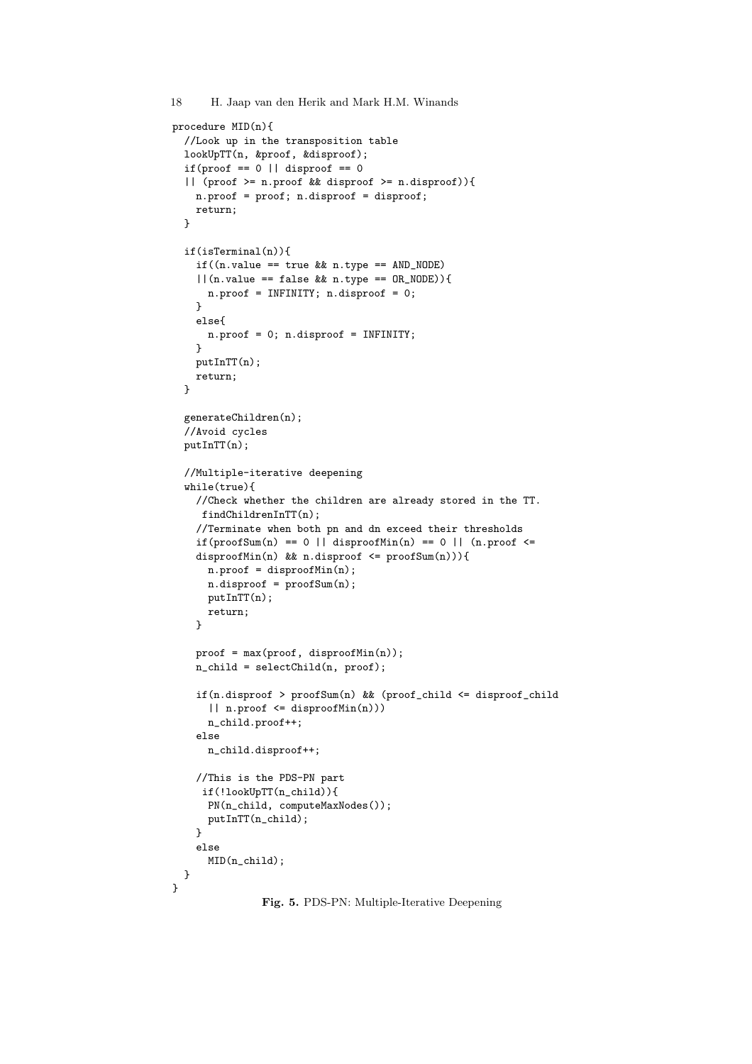```
procedure MID(n){
  //Look up in the transposition table
  lookUpTT(n, &proof, &disproof);
  if(proof == 0 || disproof == 0
  || (proof >= n.proof && disproof >= n.disproof)){
    n.proof = proof; n.disproof = disproof;
    return;
  }

  if(isTerminal(n)){
    if((n.value == true && n.type == AND_NODE)
    ||(n.value == false && n.type == OR_NODE)){
      n.proof = INFINITY; n.disproof = 0;
    }
    else{
      n.proof = 0; n.disproof = INFINITY;
    }
    putInTT(n);
    return;
  }

  generateChildren(n);
  //Avoid cycles
  putInTT(n);

  //Multiple-iterative deepening
  while(true){
    //Check whether the children are already stored in the TT.
     findChildrenInTT(n);
    //Terminate when both pn and dn exceed their thresholds
    if(proofSum(n) == 0 || disproofMin(n) == 0 || (n.proof <=
    disproofMin(n) && n.disproof <= proofSum(n))){
      n.proof = disproofMin(n);
      n.disproof = proofSum(n);
      putInTT(n);
      return;
    }

    proof = max(proof, disproofMin(n));
    n_child = selectChild(n, proof);

    if(n.disproof > proofSum(n) && (proof_child <= disproof_child
      || n.proof <= disproofMin(n)))
      n_child.proof++;
    else
      n_child.disproof++;

    //This is the PDS-PN part
     if(!lookUpTT(n_child)){
      PN(n_child, computeMaxNodes());
      putInTT(n_child);
    }
    else
      MID(n_child);
  }
}
```

**Fig. 5.** PDS-PN: Multiple-Iterative Deepening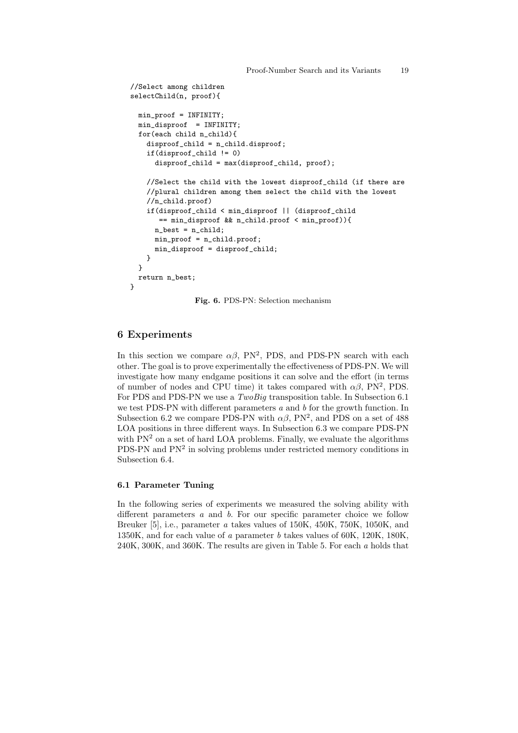```
//Select among children
selectChild(n, proof){

  min_proof = INFINITY;
  min_disproof  = INFINITY;
  for(each child n_child){
    disproof_child = n_child.disproof;
    if(disproof_child != 0)
      disproof_child = max(disproof_child, proof);

    //Select the child with the lowest disproof_child (if there are
    //plural children among them select the child with the lowest
    //n_child.proof)
    if(disproof_child < min_disproof || (disproof_child
       == min_disproof && n_child.proof < min_proof)){
      n_best = n_child;
      min_proof = n_child.proof;
      min_disproof = disproof_child;
    }
  }
  return n_best;
}
```

**Fig. 6.** PDS-PN: Selection mechanism

## 6 Experiments

In this section we compare $\alpha\beta$, $PN^2$, PDS, and PDS-PN search with each other. The goal is to prove experimentally the effectiveness of PDS-PN. We will investigate how many endgame positions it can solve and the effort (in terms of number of nodes and CPU time) it takes compared with $\alpha\beta$, $PN^2$, PDS. For PDS and PDS-PN we use a *TwoBig* transposition table. In Subsection 6.1 we test PDS-PN with different parameters $a$ and $b$ for the growth function. In Subsection 6.2 we compare PDS-PN with $\alpha\beta$, $PN^2$, and PDS on a set of 488 LOA positions in three different ways. In Subsection 6.3 we compare PDS-PN with $PN^2$ on a set of hard LOA problems. Finally, we evaluate the algorithms PDS-PN and $PN^2$ in solving problems under restricted memory conditions in Subsection 6.4.

### 6.1 Parameter Tuning

In the following series of experiments we measured the solving ability with different parameters $a$ and $b$. For our specific parameter choice we follow Breuker [5], i.e., parameter $a$ takes values of 150K, 450K, 750K, 1050K, and 1350K, and for each value of $a$ parameter $b$ takes values of 60K, 120K, 180K, 240K, 300K, and 360K. The results are given in Table 5. For each $a$ holds that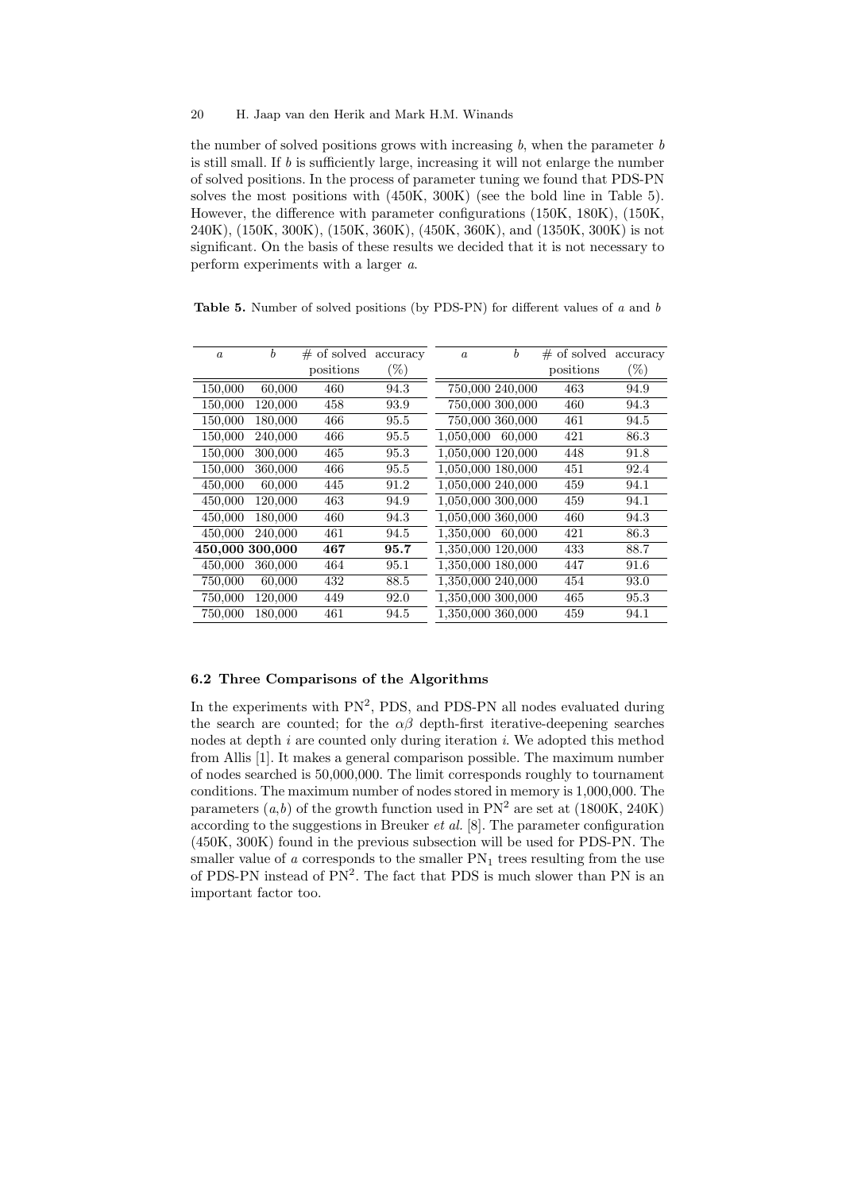the number of solved positions grows with increasing $b$, when the parameter $b$ is still small. If $b$ is sufficiently large, increasing it will not enlarge the number of solved positions. In the process of parameter tuning we found that PDS-PN solves the most positions with (450K, 300K) (see the bold line in Table 5). However, the difference with parameter configurations (150K, 180K), (150K, 240K), (150K, 300K), (150K, 360K), (450K, 360K), and (1350K, 300K) is not significant. On the basis of these results we decided that it is not necessary to perform experiments with a larger $a$.

**Table 5.** Number of solved positions (by PDS-PN) for different values of $a$ and $b$

| $a$ | $b$ | # of solved positions | accuracy (%) | $a$ | $b$ | # of solved positions | accuracy (%) |
|---|---|---|---|---|---|---|---|
| 150,000 | 60,000 | 460 | 94.3 | 750,000 | 240,000 | 463 | 94.9 |
| 150,000 | 120,000 | 458 | 93.9 | 750,000 | 300,000 | 460 | 94.3 |
| 150,000 | 180,000 | 466 | 95.5 | 750,000 | 360,000 | 461 | 94.5 |
| 150,000 | 240,000 | 466 | 95.5 | 1,050,000 | 60,000 | 421 | 86.3 |
| 150,000 | 300,000 | 465 | 95.3 | 1,050,000 | 120,000 | 448 | 91.8 |
| 150,000 | 360,000 | 466 | 95.5 | 1,050,000 | 180,000 | 451 | 92.4 |
| 450,000 | 60,000 | 445 | 91.2 | 1,050,000 | 240,000 | 459 | 94.1 |
| 450,000 | 120,000 | 463 | 94.9 | 1,050,000 | 300,000 | 459 | 94.1 |
| 450,000 | 180,000 | 460 | 94.3 | 1,050,000 | 360,000 | 460 | 94.3 |
| 450,000 | 240,000 | 461 | 94.5 | 1,350,000 | 60,000 | 421 | 86.3 |
| **450,000** | **300,000** | **467** | **95.7** | 1,350,000 | 120,000 | 433 | 88.7 |
| 450,000 | 360,000 | 464 | 95.1 | 1,350,000 | 180,000 | 447 | 91.6 |
| 750,000 | 60,000 | 432 | 88.5 | 1,350,000 | 240,000 | 454 | 93.0 |
| 750,000 | 120,000 | 449 | 92.0 | 1,350,000 | 300,000 | 465 | 95.3 |
| 750,000 | 180,000 | 461 | 94.5 | 1,350,000 | 360,000 | 459 | 94.1 |

### 6.2 Three Comparisons of the Algorithms

In the experiments with $PN^2$, PDS, and PDS-PN all nodes evaluated during the search are counted; for the $\alpha\beta$ depth-first iterative-deepening searches nodes at depth $i$ are counted only during iteration $i$. We adopted this method from Allis [1]. It makes a general comparison possible. The maximum number of nodes searched is 50,000,000. The limit corresponds roughly to tournament conditions. The maximum number of nodes stored in memory is 1,000,000. The parameters $(a,b)$ of the growth function used in $PN^2$ are set at (1800K, 240K) according to the suggestions in Breuker *et al.* [8]. The parameter configuration (450K, 300K) found in the previous subsection will be used for PDS-PN. The smaller value of $a$ corresponds to the smaller $PN_1$ trees resulting from the use of PDS-PN instead of $PN^2$. The fact that PDS is much slower than PN is an important factor too.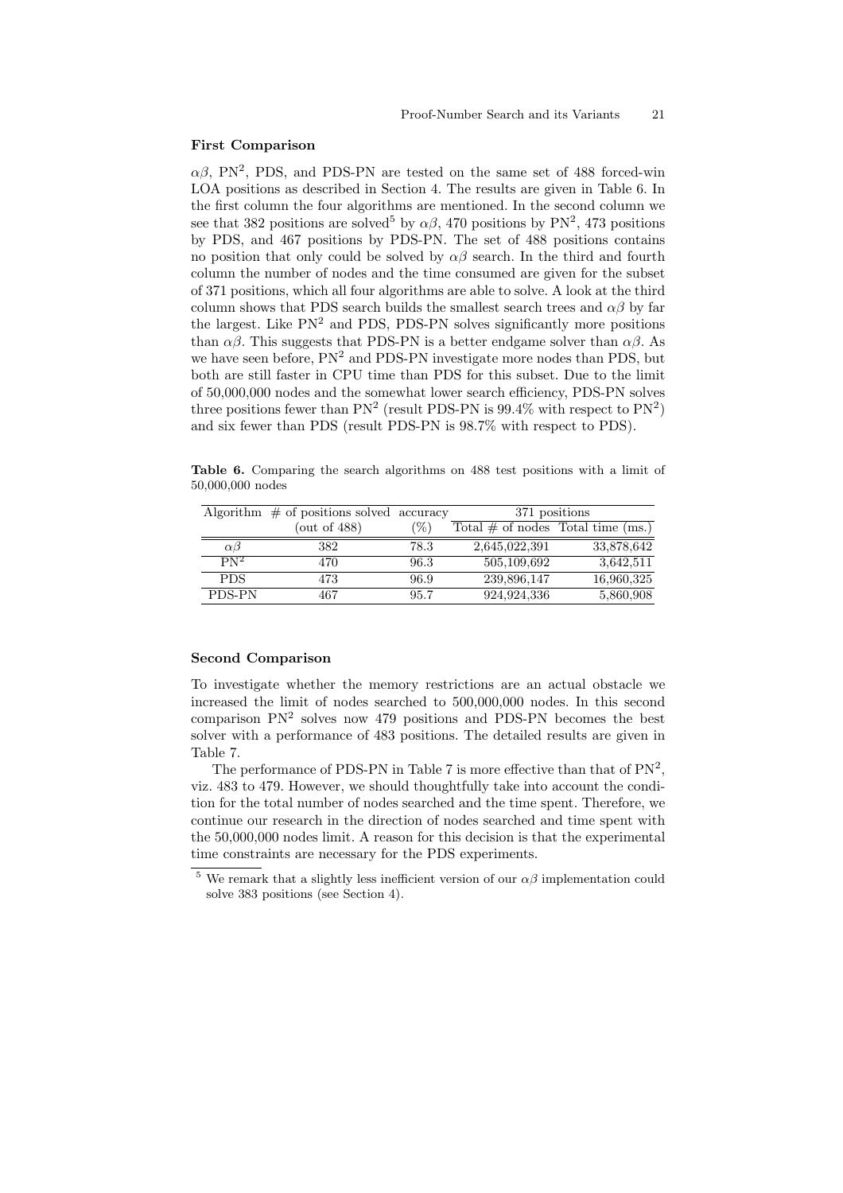### First Comparison

$\alpha\beta$, PN$^2$, PDS, and PDS-PN are tested on the same set of 488 forced-win LOA positions as described in Section 4. The results are given in Table 6. In the first column the four algorithms are mentioned. In the second column we see that 382 positions are solved[5] by $\alpha\beta$, 470 positions by PN$^2$, 473 positions by PDS, and 467 positions by PDS-PN. The set of 488 positions contains no position that only could be solved by $\alpha\beta$ search. In the third and fourth column the number of nodes and the time consumed are given for the subset of 371 positions, which all four algorithms are able to solve. A look at the third column shows that PDS search builds the smallest search trees and $\alpha\beta$ by far the largest. Like PN$^2$ and PDS, PDS-PN solves significantly more positions than $\alpha\beta$. This suggests that PDS-PN is a better endgame solver than $\alpha\beta$. As we have seen before, PN$^2$ and PDS-PN investigate more nodes than PDS, but both are still faster in CPU time than PDS for this subset. Due to the limit of 50,000,000 nodes and the somewhat lower search efficiency, PDS-PN solves three positions fewer than PN$^2$ (result PDS-PN is 99.4% with respect to PN$^2$) and six fewer than PDS (result PDS-PN is 98.7% with respect to PDS).

**Table 6.** Comparing the search algorithms on 488 test positions with a limit of 50,000,000 nodes

| Algorithm | # of positions solved | accuracy | 371 positions | |
|---|---|---|---|---|
| | (out of 488) | (%) | Total # of nodes | Total time (ms.) |
| $\alpha\beta$ | 382 | 78.3 | 2,645,022,391 | 33,878,642 |
| PN$^2$ | 470 | 96.3 | 505,109,692 | 3,642,511 |
| PDS | 473 | 96.9 | 239,896,147 | 16,960,325 |
| PDS-PN | 467 | 95.7 | 924,924,336 | 5,860,908 |

### Second Comparison

To investigate whether the memory restrictions are an actual obstacle we increased the limit of nodes searched to 500,000,000 nodes. In this second comparison PN$^2$ solves now 479 positions and PDS-PN becomes the best solver with a performance of 483 positions. The detailed results are given in Table 7.

The performance of PDS-PN in Table 7 is more effective than that of PN$^2$, viz. 483 to 479. However, we should thoughtfully take into account the condition for the total number of nodes searched and the time spent. Therefore, we continue our research in the direction of nodes searched and time spent with the 50,000,000 nodes limit. A reason for this decision is that the experimental time constraints are necessary for the PDS experiments.

[5] We remark that a slightly less inefficient version of our $\alpha\beta$ implementation could solve 383 positions (see Section 4).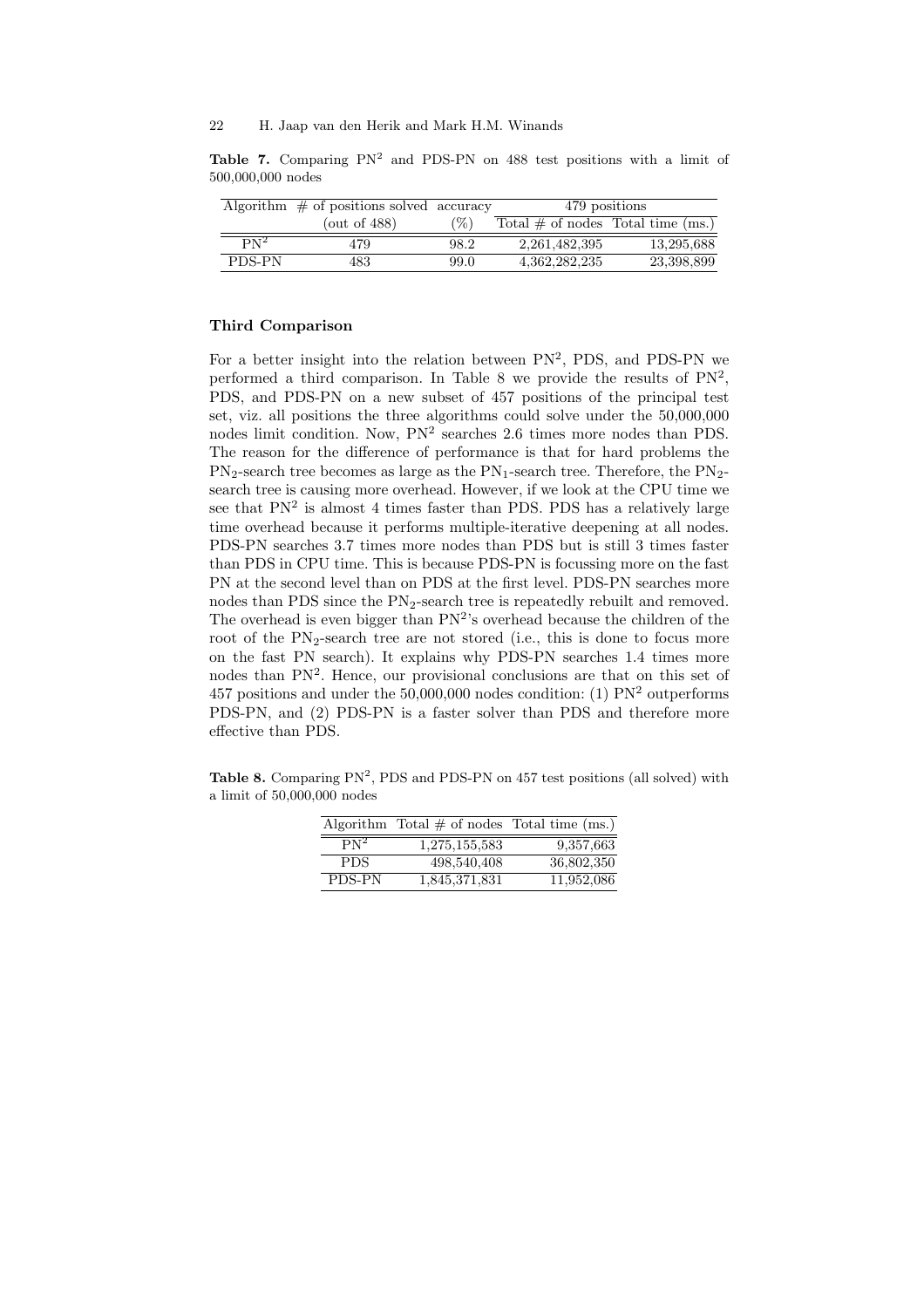**Table 7.** Comparing $PN^2$ and PDS-PN on 488 test positions with a limit of 500,000,000 nodes

| Algorithm | # of positions solved | accuracy | 479 positions | |
|---|---|---|---|---|
| | (out of 488) | (%) | Total # of nodes | Total time (ms.) |
| $PN^2$ | 479 | 98.2 | 2,261,482,395 | 13,295,688 |
| PDS-PN | 483 | 99.0 | 4,362,282,235 | 23,398,899 |

### Third Comparison

For a better insight into the relation between $PN^2$, PDS, and PDS-PN we performed a third comparison. In Table 8 we provide the results of $PN^2$, PDS, and PDS-PN on a new subset of 457 positions of the principal test set, viz. all positions the three algorithms could solve under the 50,000,000 nodes limit condition. Now, $PN^2$ searches 2.6 times more nodes than PDS. The reason for the difference of performance is that for hard problems the $PN_2$-search tree becomes as large as the $PN_1$-search tree. Therefore, the $PN_2$-search tree is causing more overhead. However, if we look at the CPU time we see that $PN^2$ is almost 4 times faster than PDS. PDS has a relatively large time overhead because it performs multiple-iterative deepening at all nodes. PDS-PN searches 3.7 times more nodes than PDS but is still 3 times faster than PDS in CPU time. This is because PDS-PN is focussing more on the fast PN at the second level than on PDS at the first level. PDS-PN searches more nodes than PDS since the $PN_2$-search tree is repeatedly rebuilt and removed. The overhead is even bigger than $PN^2$'s overhead because the children of the root of the $PN_2$-search tree are not stored (i.e., this is done to focus more on the fast PN search). It explains why PDS-PN searches 1.4 times more nodes than $PN^2$. Hence, our provisional conclusions are that on this set of 457 positions and under the 50,000,000 nodes condition: (1) $PN^2$ outperforms PDS-PN, and (2) PDS-PN is a faster solver than PDS and therefore more effective than PDS.

**Table 8.** Comparing $PN^2$, PDS and PDS-PN on 457 test positions (all solved) with a limit of 50,000,000 nodes

| Algorithm | Total # of nodes | Total time (ms.) |
|---|---|---|
| $PN^2$ | 1,275,155,583 | 9,357,663 |
| PDS | 498,540,408 | 36,802,350 |
| PDS-PN | 1,845,371,831 | 11,952,086 |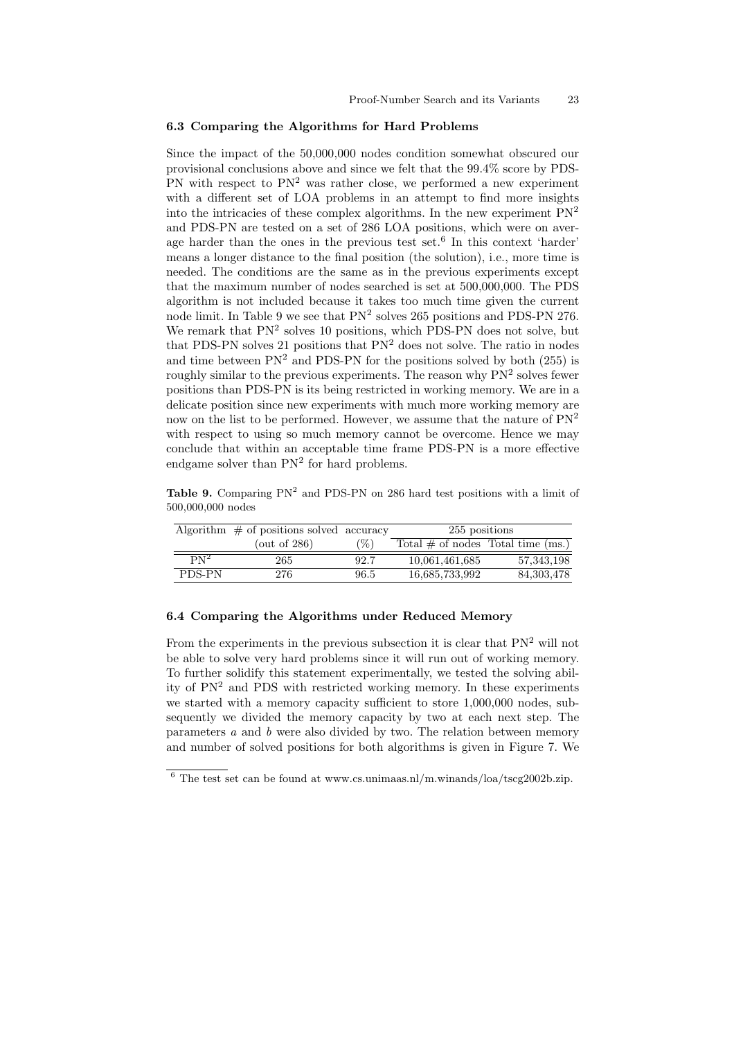### 6.3 Comparing the Algorithms for Hard Problems

Since the impact of the 50,000,000 nodes condition somewhat obscured our provisional conclusions above and since we felt that the 99.4% score by PDS-PN with respect to $PN^2$ was rather close, we performed a new experiment with a different set of LOA problems in an attempt to find more insights into the intricacies of these complex algorithms. In the new experiment $PN^2$ and PDS-PN are tested on a set of 286 LOA positions, which were on average harder than the ones in the previous test set.[6] In this context 'harder' means a longer distance to the final position (the solution), i.e., more time is needed. The conditions are the same as in the previous experiments except that the maximum number of nodes searched is set at 500,000,000. The PDS algorithm is not included because it takes too much time given the current node limit. In Table 9 we see that $PN^2$ solves 265 positions and PDS-PN 276. We remark that $PN^2$ solves 10 positions, which PDS-PN does not solve, but that PDS-PN solves 21 positions that $PN^2$ does not solve. The ratio in nodes and time between $PN^2$ and PDS-PN for the positions solved by both (255) is roughly similar to the previous experiments. The reason why $PN^2$ solves fewer positions than PDS-PN is its being restricted in working memory. We are in a delicate position since new experiments with much more working memory are now on the list to be performed. However, we assume that the nature of $PN^2$ with respect to using so much memory cannot be overcome. Hence we may conclude that within an acceptable time frame PDS-PN is a more effective endgame solver than $PN^2$ for hard problems.

**Table 9.** Comparing $PN^2$ and PDS-PN on 286 hard test positions with a limit of 500,000,000 nodes

| Algorithm | # of positions solved | accuracy | 255 positions | |
|---|---|---|---|---|
| | (out of 286) | (%) | Total # of nodes | Total time (ms.) |
| $PN^2$ | 265 | 92.7 | 10,061,461,685 | 57,343,198 |
| PDS-PN | 276 | 96.5 | 16,685,733,992 | 84,303,478 |

### 6.4 Comparing the Algorithms under Reduced Memory

From the experiments in the previous subsection it is clear that $PN^2$ will not be able to solve very hard problems since it will run out of working memory. To further solidify this statement experimentally, we tested the solving ability of $PN^2$ and PDS with restricted working memory. In these experiments we started with a memory capacity sufficient to store 1,000,000 nodes, subsequently we divided the memory capacity by two at each next step. The parameters $a$ and $b$ were also divided by two. The relation between memory and number of solved positions for both algorithms is given in Figure 7. We

[6] The test set can be found at www.cs.unimaas.nl/m.winands/loa/tscg2002b.zip.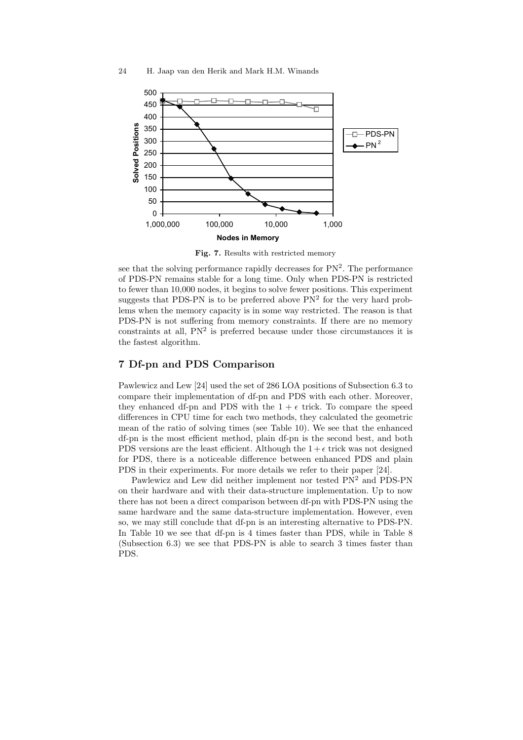Fig. 7. Results with restricted memory

see that the solving performance rapidly decreases for $PN^2$. The performance of PDS-PN remains stable for a long time. Only when PDS-PN is restricted to fewer than 10,000 nodes, it begins to solve fewer positions. This experiment suggests that PDS-PN is to be preferred above $PN^2$ for the very hard problems when the memory capacity is in some way restricted. The reason is that PDS-PN is not suffering from memory constraints. If there are no memory constraints at all, $PN^2$ is preferred because under those circumstances it is the fastest algorithm.

## 7 Df-pn and PDS Comparison

Pawlewicz and Lew [24] used the set of 286 LOA positions of Subsection 6.3 to compare their implementation of df-pn and PDS with each other. Moreover, they enhanced df-pn and PDS with the $1 + \epsilon$ trick. To compare the speed differences in CPU time for each two methods, they calculated the geometric mean of the ratio of solving times (see Table 10). We see that the enhanced df-pn is the most efficient method, plain df-pn is the second best, and both PDS versions are the least efficient. Although the $1 + \epsilon$ trick was not designed for PDS, there is a noticeable difference between enhanced PDS and plain PDS in their experiments. For more details we refer to their paper [24].

Pawlewicz and Lew did neither implement nor tested $PN^2$ and PDS-PN on their hardware and with their data-structure implementation. Up to now there has not been a direct comparison between df-pn with PDS-PN using the same hardware and the same data-structure implementation. However, even so, we may still conclude that df-pn is an interesting alternative to PDS-PN. In Table 10 we see that df-pn is 4 times faster than PDS, while in Table 8 (Subsection 6.3) we see that PDS-PN is able to search 3 times faster than PDS.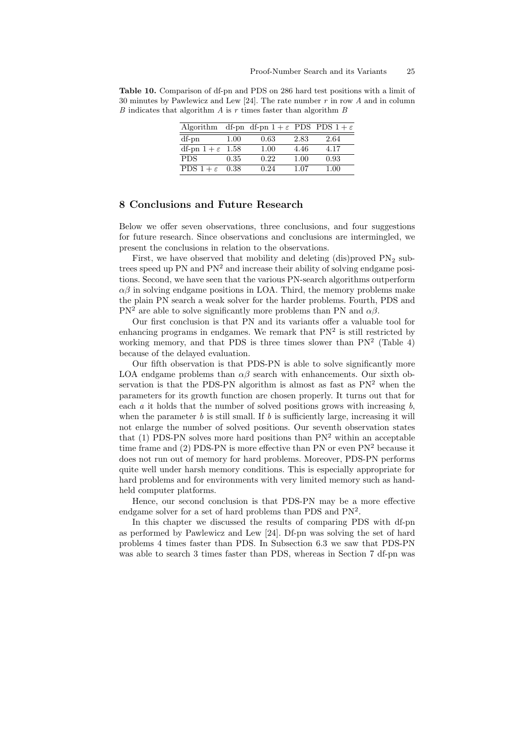**Table 10.** Comparison of df-pn and PDS on 286 hard test positions with a limit of 30 minutes by Pawlewicz and Lew [24]. The rate number $r$ in row $A$ and in column $B$ indicates that algorithm $A$ is $r$ times faster than algorithm $B$

| Algorithm | df-pn | df-pn $1+\varepsilon$ | PDS | PDS $1+\varepsilon$ |
|---|---|---|---|---|
| df-pn | 1.00 | 0.63 | 2.83 | 2.64 |
| df-pn $1+\varepsilon$ | 1.58 | 1.00 | 4.46 | 4.17 |
| PDS | 0.35 | 0.22 | 1.00 | 0.93 |
| PDS $1+\varepsilon$ | 0.38 | 0.24 | 1.07 | 1.00 |

## 8 Conclusions and Future Research

Below we offer seven observations, three conclusions, and four suggestions for future research. Since observations and conclusions are intermingled, we present the conclusions in relation to the observations.

First, we have observed that mobility and deleting (dis)proved $PN_2$ subtrees speed up PN and $PN^2$ and increase their ability of solving endgame positions. Second, we have seen that the various PN-search algorithms outperform $\alpha\beta$ in solving endgame positions in LOA. Third, the memory problems make the plain PN search a weak solver for the harder problems. Fourth, PDS and $PN^2$ are able to solve significantly more problems than PN and $\alpha\beta$.

Our first conclusion is that PN and its variants offer a valuable tool for enhancing programs in endgames. We remark that $PN^2$ is still restricted by working memory, and that PDS is three times slower than $PN^2$ (Table 4) because of the delayed evaluation.

Our fifth observation is that PDS-PN is able to solve significantly more LOA endgame problems than $\alpha\beta$ search with enhancements. Our sixth observation is that the PDS-PN algorithm is almost as fast as $PN^2$ when the parameters for its growth function are chosen properly. It turns out that for each $a$ it holds that the number of solved positions grows with increasing $b$, when the parameter $b$ is still small. If $b$ is sufficiently large, increasing it will not enlarge the number of solved positions. Our seventh observation states that (1) PDS-PN solves more hard positions than $PN^2$ within an acceptable time frame and (2) PDS-PN is more effective than PN or even $PN^2$ because it does not run out of memory for hard problems. Moreover, PDS-PN performs quite well under harsh memory conditions. This is especially appropriate for hard problems and for environments with very limited memory such as handheld computer platforms.

Hence, our second conclusion is that PDS-PN may be a more effective endgame solver for a set of hard problems than PDS and $PN^2$.

In this chapter we discussed the results of comparing PDS with df-pn as performed by Pawlewicz and Lew [24]. Df-pn was solving the set of hard problems 4 times faster than PDS. In Subsection 6.3 we saw that PDS-PN was able to search 3 times faster than PDS, whereas in Section 7 df-pn was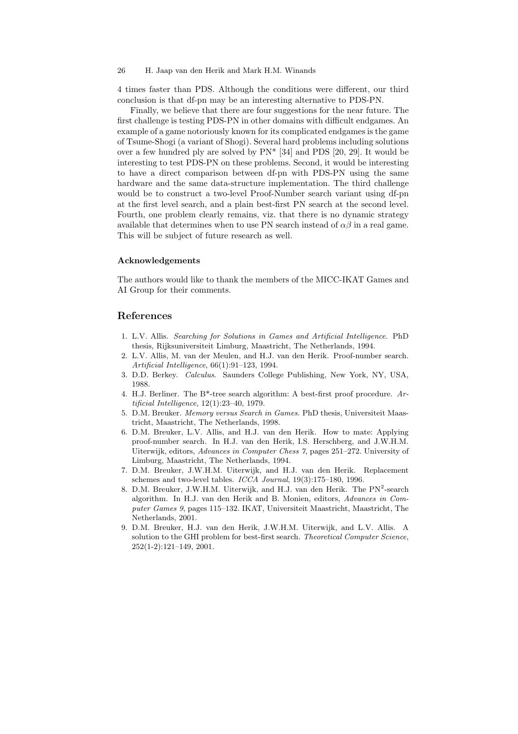4 times faster than PDS. Although the conditions were different, our third conclusion is that df-pn may be an interesting alternative to PDS-PN.

Finally, we believe that there are four suggestions for the near future. The first challenge is testing PDS-PN in other domains with difficult endgames. An example of a game notoriously known for its complicated endgames is the game of Tsume-Shogi (a variant of Shogi). Several hard problems including solutions over a few hundred ply are solved by PN* [34] and PDS [20, 29]. It would be interesting to test PDS-PN on these problems. Second, it would be interesting to have a direct comparison between df-pn with PDS-PN using the same hardware and the same data-structure implementation. The third challenge would be to construct a two-level Proof-Number search variant using df-pn at the first level search, and a plain best-first PN search at the second level. Fourth, one problem clearly remains, viz. that there is no dynamic strategy available that determines when to use PN search instead of $\alpha\beta$ in a real game. This will be subject of future research as well.

### Acknowledgements

The authors would like to thank the members of the MICC-IKAT Games and AI Group for their comments.

## References

1. L.V. Allis. *Searching for Solutions in Games and Artificial Intelligence*. PhD thesis, Rijksuniversiteit Limburg, Maastricht, The Netherlands, 1994.
2. L.V. Allis, M. van der Meulen, and H.J. van den Herik. Proof-number search. *Artificial Intelligence*, 66(1):91–123, 1994.
3. D.D. Berkey. *Calculus*. Saunders College Publishing, New York, NY, USA, 1988.
4. H.J. Berliner. The B*-tree search algorithm: A best-first proof procedure. *Artificial Intelligence*, 12(1):23–40, 1979.
5. D.M. Breuker. *Memory versus Search in Games*. PhD thesis, Universiteit Maastricht, Maastricht, The Netherlands, 1998.
6. D.M. Breuker, L.V. Allis, and H.J. van den Herik. How to mate: Applying proof-number search. In H.J. van den Herik, I.S. Herschberg, and J.W.H.M. Uiterwijk, editors, *Advances in Computer Chess 7*, pages 251–272. University of Limburg, Maastricht, The Netherlands, 1994.
7. D.M. Breuker, J.W.H.M. Uiterwijk, and H.J. van den Herik. Replacement schemes and two-level tables. *ICCA Journal*, 19(3):175–180, 1996.
8. D.M. Breuker, J.W.H.M. Uiterwijk, and H.J. van den Herik. The $PN^2$-search algorithm. In H.J. van den Herik and B. Monien, editors, *Advances in Computer Games 9*, pages 115–132. IKAT, Universiteit Maastricht, Maastricht, The Netherlands, 2001.
9. D.M. Breuker, H.J. van den Herik, J.W.H.M. Uiterwijk, and L.V. Allis. A solution to the GHI problem for best-first search. *Theoretical Computer Science*, 252(1-2):121–149, 2001.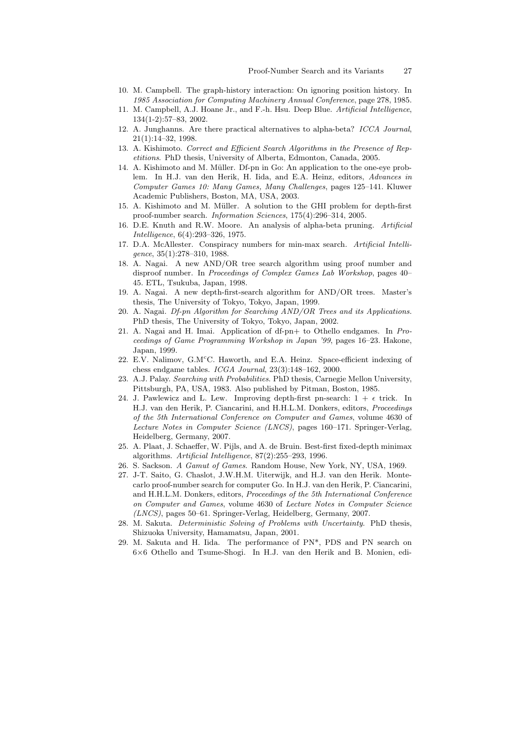10. M. Campbell. The graph-history interaction: On ignoring position history. In *1985 Association for Computing Machinery Annual Conference*, page 278, 1985.
11. M. Campbell, A.J. Hoane Jr., and F.-h. Hsu. Deep Blue. *Artificial Intelligence*, 134(1-2):57–83, 2002.
12. A. Junghanns. Are there practical alternatives to alpha-beta? *ICCA Journal*, 21(1):14–32, 1998.
13. A. Kishimoto. *Correct and Efficient Search Algorithms in the Presence of Repetitions*. PhD thesis, University of Alberta, Edmonton, Canada, 2005.
14. A. Kishimoto and M. Müller. Df-pn in Go: An application to the one-eye problem. In H.J. van den Herik, H. Iida, and E.A. Heinz, editors, *Advances in Computer Games 10: Many Games, Many Challenges*, pages 125–141. Kluwer Academic Publishers, Boston, MA, USA, 2003.
15. A. Kishimoto and M. Müller. A solution to the GHI problem for depth-first proof-number search. *Information Sciences*, 175(4):296–314, 2005.
16. D.E. Knuth and R.W. Moore. An analysis of alpha-beta pruning. *Artificial Intelligence*, 6(4):293–326, 1975.
17. D.A. McAllester. Conspiracy numbers for min-max search. *Artificial Intelligence*, 35(1):278–310, 1988.
18. A. Nagai. A new AND/OR tree search algorithm using proof number and disproof number. In *Proceedings of Complex Games Lab Workshop*, pages 40–45. ETL, Tsukuba, Japan, 1998.
19. A. Nagai. A new depth-first-search algorithm for AND/OR trees. Master's thesis, The University of Tokyo, Tokyo, Japan, 1999.
20. A. Nagai. *Df-pn Algorithm for Searching AND/OR Trees and its Applications*. PhD thesis, The University of Tokyo, Tokyo, Japan, 2002.
21. A. Nagai and H. Imai. Application of df-pn+ to Othello endgames. In *Proceedings of Game Programming Workshop in Japan '99*, pages 16–23. Hakone, Japan, 1999.
22. E.V. Nalimov, G.M$^{c}$C. Haworth, and E.A. Heinz. Space-efficient indexing of chess endgame tables. *ICGA Journal*, 23(3):148–162, 2000.
23. A.J. Palay. *Searching with Probabilities*. PhD thesis, Carnegie Mellon University, Pittsburgh, PA, USA, 1983. Also published by Pitman, Boston, 1985.
24. J. Pawlewicz and L. Lew. Improving depth-first pn-search: $1 + \epsilon$ trick. In H.J. van den Herik, P. Ciancarini, and H.H.L.M. Donkers, editors, *Proceedings of the 5th International Conference on Computer and Games*, volume 4630 of *Lecture Notes in Computer Science (LNCS)*, pages 160–171. Springer-Verlag, Heidelberg, Germany, 2007.
25. A. Plaat, J. Schaeffer, W. Pijls, and A. de Bruin. Best-first fixed-depth minimax algorithms. *Artificial Intelligence*, 87(2):255–293, 1996.
26. S. Sackson. *A Gamut of Games*. Random House, New York, NY, USA, 1969.
27. J-T. Saito, G. Chaslot, J.W.H.M. Uiterwijk, and H.J. van den Herik. Monte-carlo proof-number search for computer Go. In H.J. van den Herik, P. Ciancarini, and H.H.L.M. Donkers, editors, *Proceedings of the 5th International Conference on Computer and Games*, volume 4630 of *Lecture Notes in Computer Science (LNCS)*, pages 50–61. Springer-Verlag, Heidelberg, Germany, 2007.
28. M. Sakuta. *Deterministic Solving of Problems with Uncertainty*. PhD thesis, Shizuoka University, Hamamatsu, Japan, 2001.
29. M. Sakuta and H. Iida. The performance of PN*, PDS and PN search on 6×6 Othello and Tsume-Shogi. In H.J. van den Herik and B. Monien, edi-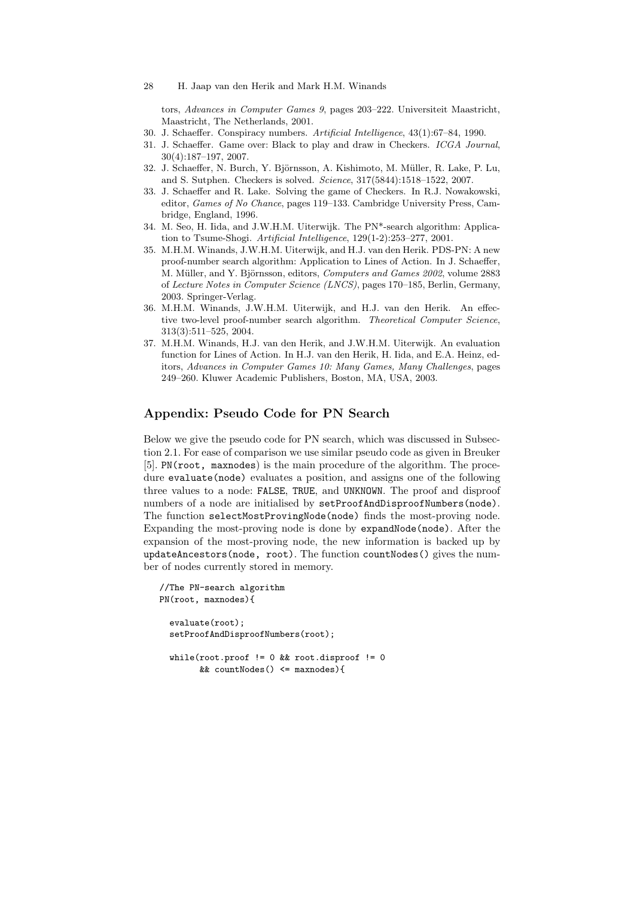tors, *Advances in Computer Games 9*, pages 203–222. Universiteit Maastricht, Maastricht, The Netherlands, 2001.

30. J. Schaeffer. Conspiracy numbers. *Artificial Intelligence*, 43(1):67–84, 1990.
31. J. Schaeffer. Game over: Black to play and draw in Checkers. *ICGA Journal*, 30(4):187–197, 2007.
32. J. Schaeffer, N. Burch, Y. Björnsson, A. Kishimoto, M. Müller, R. Lake, P. Lu, and S. Sutphen. Checkers is solved. *Science*, 317(5844):1518–1522, 2007.
33. J. Schaeffer and R. Lake. Solving the game of Checkers. In R.J. Nowakowski, editor, *Games of No Chance*, pages 119–133. Cambridge University Press, Cambridge, England, 1996.
34. M. Seo, H. Iida, and J.W.H.M. Uiterwijk. The PN*-search algorithm: Application to Tsume-Shogi. *Artificial Intelligence*, 129(1-2):253–277, 2001.
35. M.H.M. Winands, J.W.H.M. Uiterwijk, and H.J. van den Herik. PDS-PN: A new proof-number search algorithm: Application to Lines of Action. In J. Schaeffer, M. Müller, and Y. Björnsson, editors, *Computers and Games 2002*, volume 2883 of *Lecture Notes in Computer Science (LNCS)*, pages 170–185, Berlin, Germany, 2003. Springer-Verlag.
36. M.H.M. Winands, J.W.H.M. Uiterwijk, and H.J. van den Herik. An effective two-level proof-number search algorithm. *Theoretical Computer Science*, 313(3):511–525, 2004.
37. M.H.M. Winands, H.J. van den Herik, and J.W.H.M. Uiterwijk. An evaluation function for Lines of Action. In H.J. van den Herik, H. Iida, and E.A. Heinz, editors, *Advances in Computer Games 10: Many Games, Many Challenges*, pages 249–260. Kluwer Academic Publishers, Boston, MA, USA, 2003.

## Appendix: Pseudo Code for PN Search

Below we give the pseudo code for PN search, which was discussed in Subsection 2.1. For ease of comparison we use similar pseudo code as given in Breuker [5]. `PN(root, maxnodes)` is the main procedure of the algorithm. The procedure `evaluate(node)` evaluates a position, and assigns one of the following three values to a node: `FALSE`, `TRUE`, and `UNKNOWN`. The proof and disproof numbers of a node are initialised by `setProofAndDisproofNumbers(node)`. The function `selectMostProvingNode(node)` finds the most-proving node. Expanding the most-proving node is done by `expandNode(node)`. After the expansion of the most-proving node, the new information is backed up by `updateAncestors(node, root)`. The function `countNodes()` gives the number of nodes currently stored in memory.

```
//The PN-search algorithm
PN(root, maxnodes){

  evaluate(root);
  setProofAndDisproofNumbers(root);

  while(root.proof != 0 && root.disproof != 0
        && countNodes() <= maxnodes){
```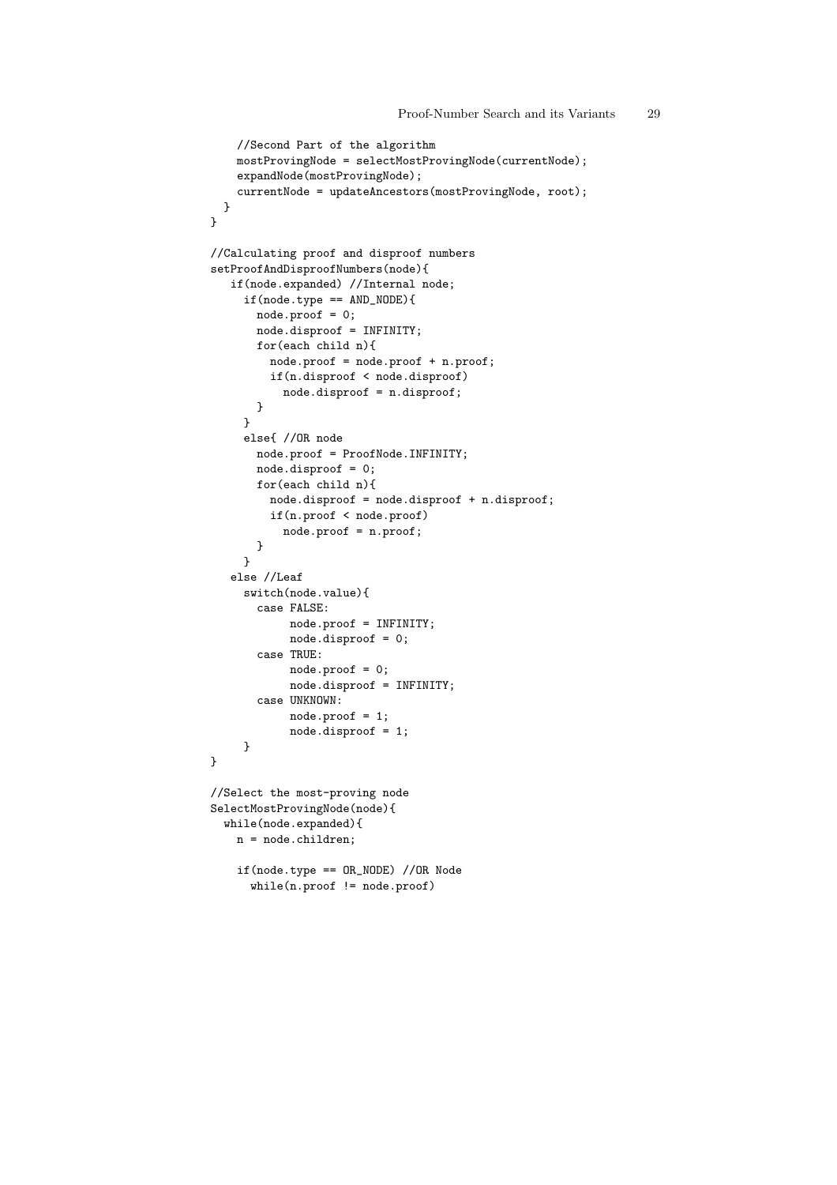```
    //Second Part of the algorithm
    mostProvingNode = selectMostProvingNode(currentNode);
    expandNode(mostProvingNode);
    currentNode = updateAncestors(mostProvingNode, root);
  }
}

//Calculating proof and disproof numbers
setProofAndDisproofNumbers(node){
   if(node.expanded) //Internal node;
     if(node.type == AND_NODE){
       node.proof = 0;
       node.disproof = INFINITY;
       for(each child n){
         node.proof = node.proof + n.proof;
         if(n.disproof < node.disproof)
           node.disproof = n.disproof;
       }
     }
     else{ //OR node
       node.proof = ProofNode.INFINITY;
       node.disproof = 0;
       for(each child n){
         node.disproof = node.disproof + n.disproof;
         if(n.proof < node.proof)
           node.proof = n.proof;
       }
     }
   else //Leaf
     switch(node.value){
       case FALSE:
            node.proof = INFINITY;
            node.disproof = 0;
       case TRUE:
            node.proof = 0;
            node.disproof = INFINITY;
       case UNKNOWN:
            node.proof = 1;
            node.disproof = 1;
     }
}

//Select the most-proving node
SelectMostProvingNode(node){
  while(node.expanded){
    n = node.children;

    if(node.type == OR_NODE) //OR Node
      while(n.proof != node.proof)
```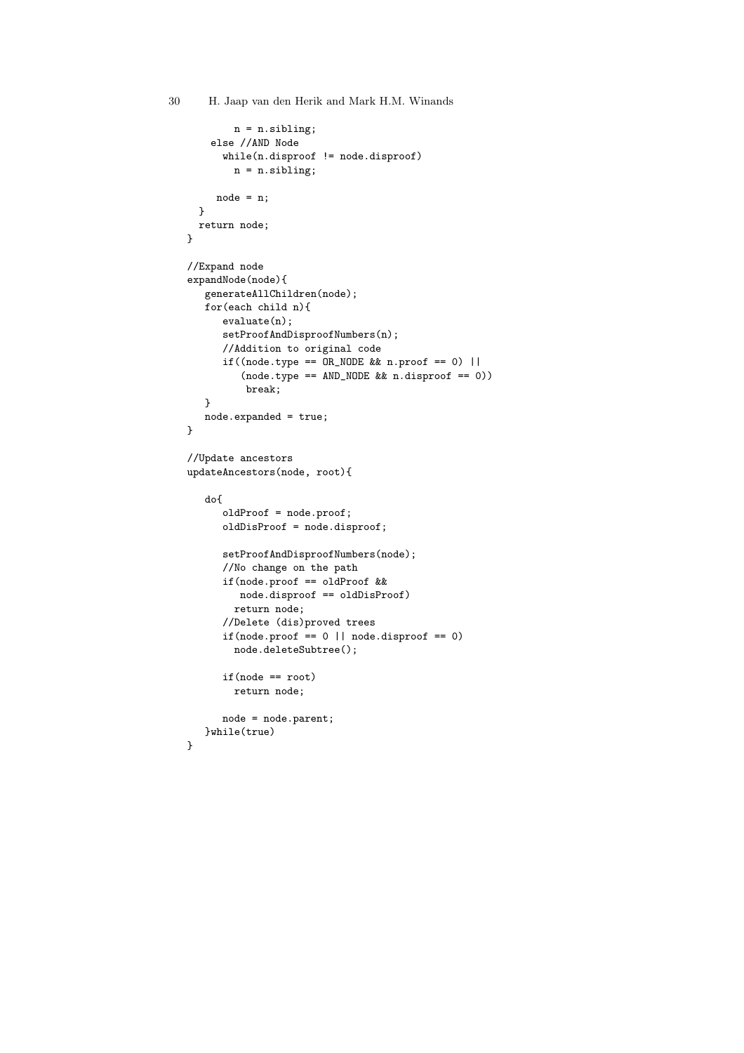```
        n = n.sibling;
    else //AND Node
      while(n.disproof != node.disproof)
        n = n.sibling;

     node = n;
  }
  return node;
}

//Expand node
expandNode(node){
   generateAllChildren(node);
   for(each child n){
      evaluate(n);
      setProofAndDisproofNumbers(n);
      //Addition to original code
      if((node.type == OR_NODE && n.proof == 0) ||
         (node.type == AND_NODE && n.disproof == 0))
          break;
   }
   node.expanded = true;
}

//Update ancestors
updateAncestors(node, root){

   do{
      oldProof = node.proof;
      oldDisProof = node.disproof;

      setProofAndDisproofNumbers(node);
      //No change on the path
      if(node.proof == oldProof &&
         node.disproof == oldDisProof)
        return node;
      //Delete (dis)proved trees
      if(node.proof == 0 || node.disproof == 0)
        node.deleteSubtree();

      if(node == root)
        return node;

      node = node.parent;
   }while(true)
}
```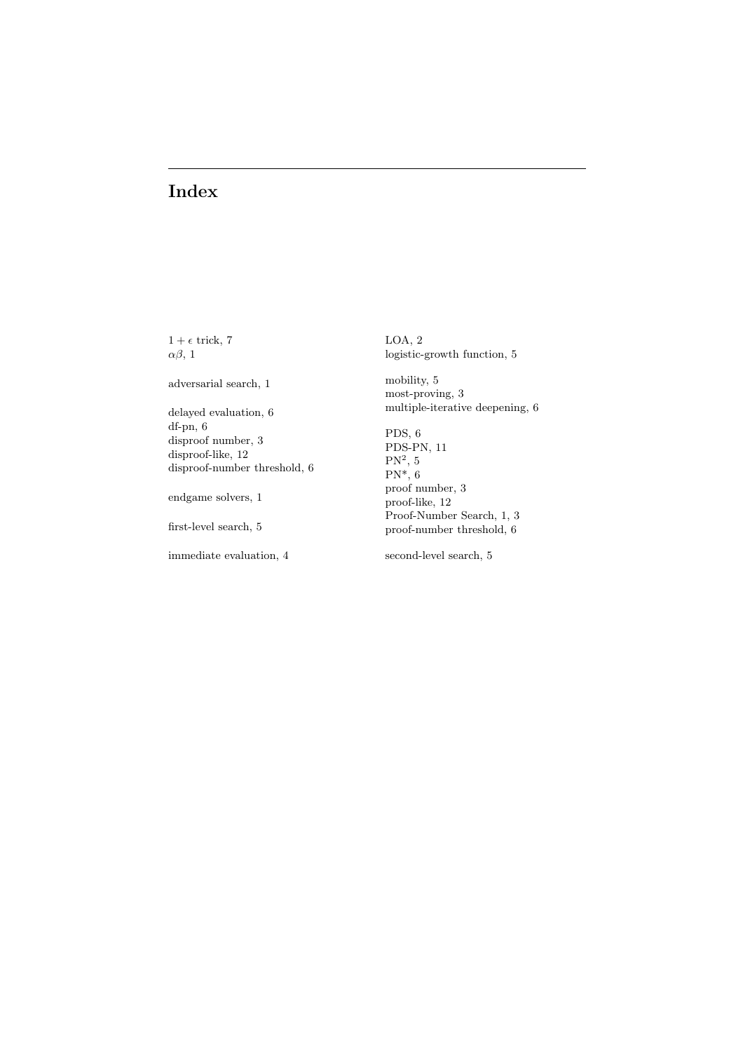# Index

$1 + \epsilon$ trick, 7
$\alpha\beta$, 1

adversarial search, 1

delayed evaluation, 6
df-pn, 6
disproof number, 3
disproof-like, 12
disproof-number threshold, 6

endgame solvers, 1

first-level search, 5

immediate evaluation, 4

LOA, 2
logistic-growth function, 5

mobility, 5
most-proving, 3
multiple-iterative deepening, 6

PDS, 6
PDS-PN, 11
$\mathrm{PN}^2$, 5
$\mathrm{PN}^*$, 6
proof number, 3
proof-like, 12
Proof-Number Search, 1, 3
proof-number threshold, 6

second-level search, 5